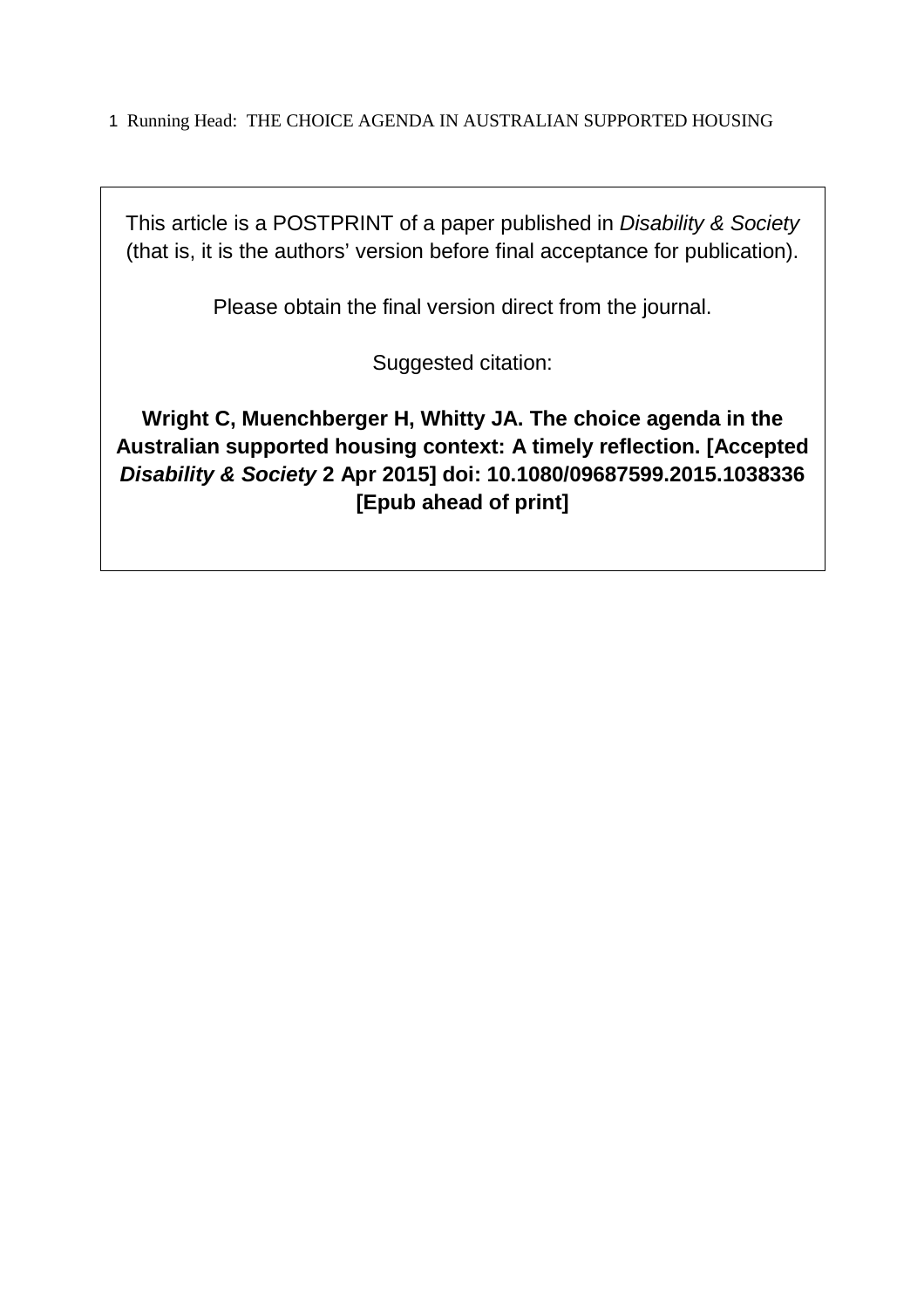This article is a POSTPRINT of a paper published in *Disability & Society* (that is, it is the authors' version before final acceptance for publication).

Please obtain the final version direct from the journal.

Suggested citation:

**Wright C, Muenchberger H, Whitty JA. The choice agenda in the Australian supported housing context: A timely reflection. [Accepted *Disability & Society* 2 Apr 2015] doi: 10.1080/09687599.2015.1038336 [Epub ahead of print]**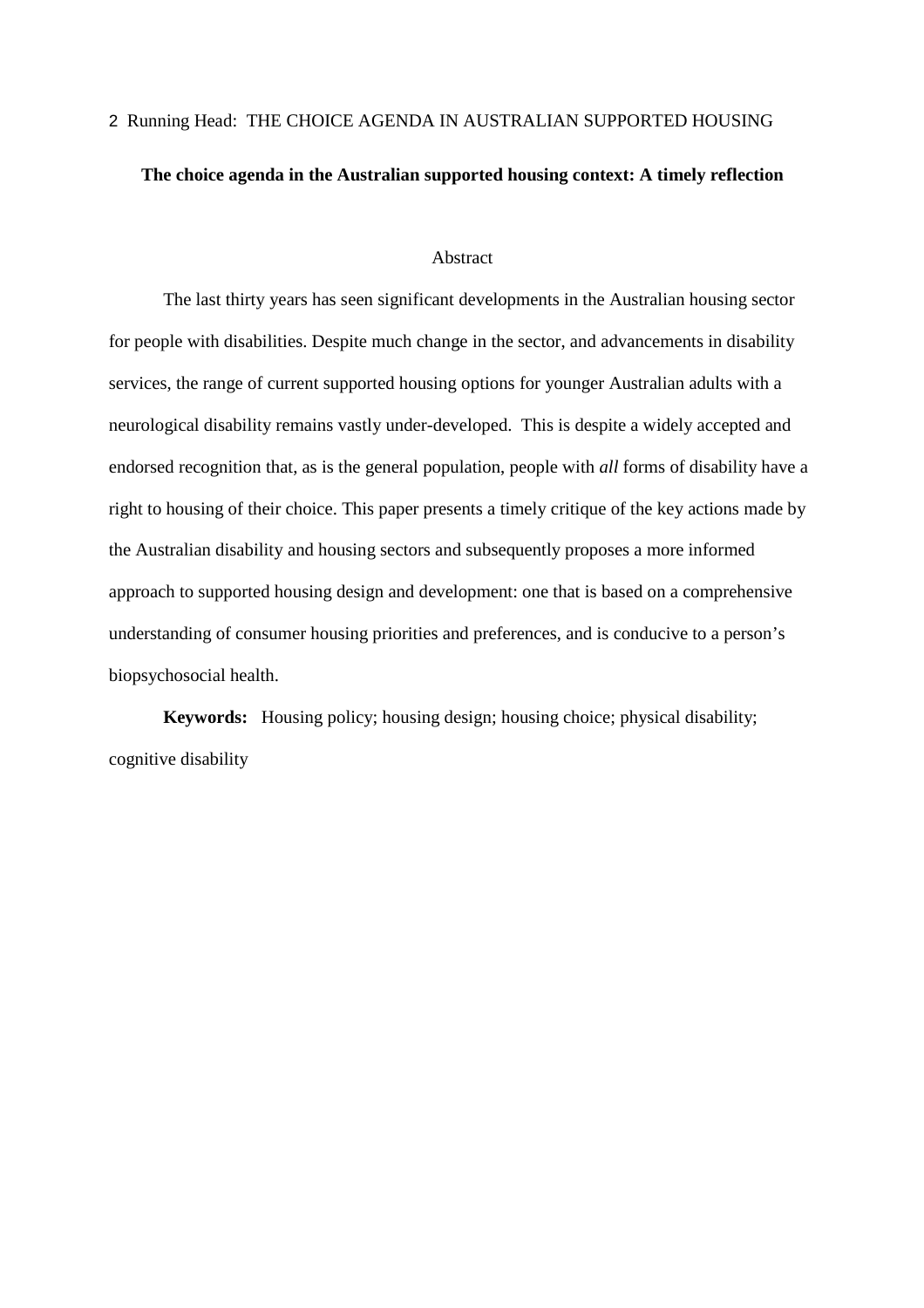**The choice agenda in the Australian supported housing context: A timely reflection**

## Abstract

The last thirty years has seen significant developments in the Australian housing sector for people with disabilities. Despite much change in the sector, and advancements in disability services, the range of current supported housing options for younger Australian adults with a neurological disability remains vastly under-developed. This is despite a widely accepted and endorsed recognition that, as is the general population, people with *all* forms of disability have a right to housing of their choice. This paper presents a timely critique of the key actions made by the Australian disability and housing sectors and subsequently proposes a more informed approach to supported housing design and development: one that is based on a comprehensive understanding of consumer housing priorities and preferences, and is conducive to a person's biopsychosocial health.

**Keywords:** Housing policy; housing design; housing choice; physical disability; cognitive disability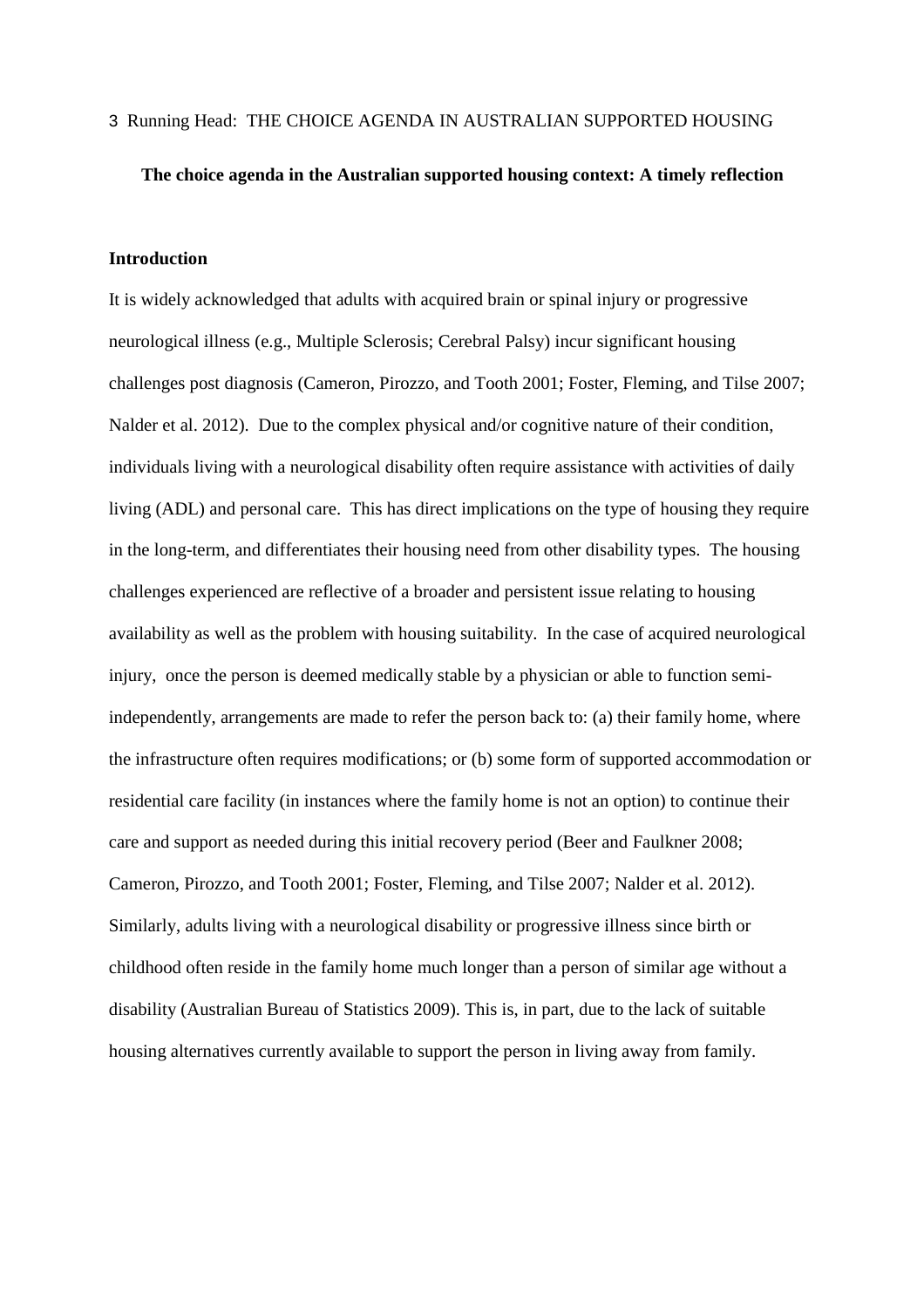**The choice agenda in the Australian supported housing context: A timely reflection**

**Introduction**

It is widely acknowledged that adults with acquired brain or spinal injury or progressive neurological illness (e.g., Multiple Sclerosis; Cerebral Palsy) incur significant housing challenges post diagnosis (Cameron, Pirozzo, and Tooth 2001; Foster, Fleming, and Tilse 2007; Nalder et al. 2012). Due to the complex physical and/or cognitive nature of their condition, individuals living with a neurological disability often require assistance with activities of daily living (ADL) and personal care. This has direct implications on the type of housing they require in the long-term, and differentiates their housing need from other disability types. The housing challenges experienced are reflective of a broader and persistent issue relating to housing availability as well as the problem with housing suitability. In the case of acquired neurological injury, once the person is deemed medically stable by a physician or able to function semi-independently, arrangements are made to refer the person back to: (a) their family home, where the infrastructure often requires modifications; or (b) some form of supported accommodation or residential care facility (in instances where the family home is not an option) to continue their care and support as needed during this initial recovery period (Beer and Faulkner 2008; Cameron, Pirozzo, and Tooth 2001; Foster, Fleming, and Tilse 2007; Nalder et al. 2012). Similarly, adults living with a neurological disability or progressive illness since birth or childhood often reside in the family home much longer than a person of similar age without a disability (Australian Bureau of Statistics 2009). This is, in part, due to the lack of suitable housing alternatives currently available to support the person in living away from family.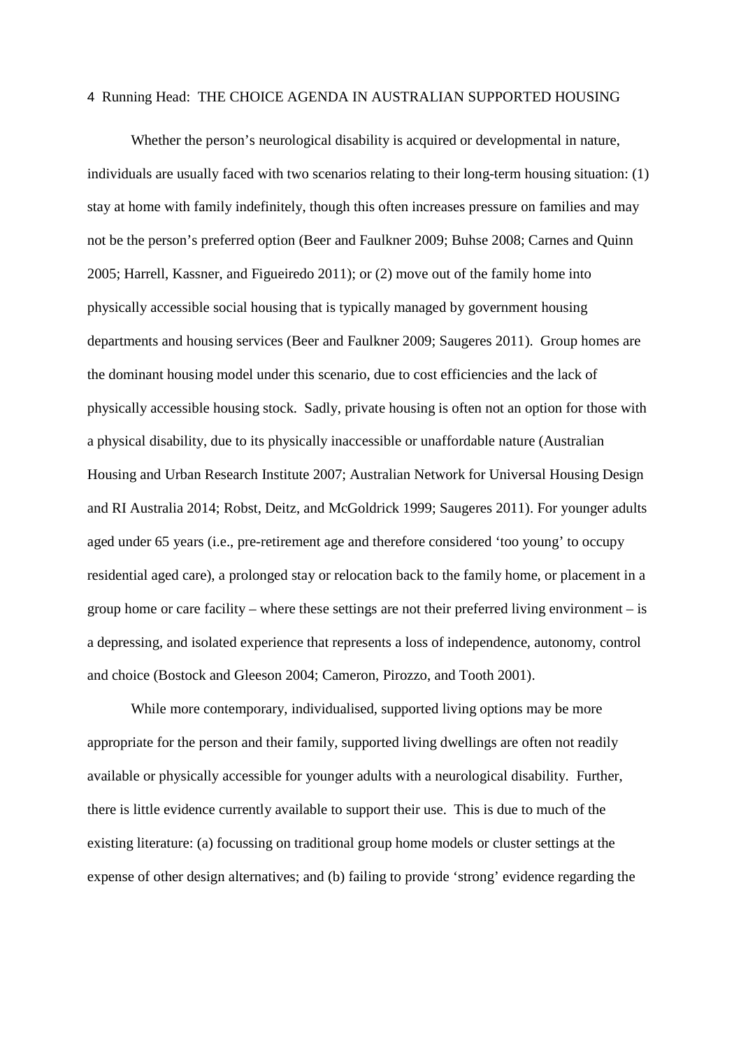Whether the person's neurological disability is acquired or developmental in nature, individuals are usually faced with two scenarios relating to their long-term housing situation: (1) stay at home with family indefinitely, though this often increases pressure on families and may not be the person's preferred option (Beer and Faulkner 2009; Buhse 2008; Carnes and Quinn 2005; Harrell, Kassner, and Figueiredo 2011); or (2) move out of the family home into physically accessible social housing that is typically managed by government housing departments and housing services (Beer and Faulkner 2009; Saugeres 2011). Group homes are the dominant housing model under this scenario, due to cost efficiencies and the lack of physically accessible housing stock. Sadly, private housing is often not an option for those with a physical disability, due to its physically inaccessible or unaffordable nature (Australian Housing and Urban Research Institute 2007; Australian Network for Universal Housing Design and RI Australia 2014; Robst, Deitz, and McGoldrick 1999; Saugeres 2011). For younger adults aged under 65 years (i.e., pre-retirement age and therefore considered 'too young' to occupy residential aged care), a prolonged stay or relocation back to the family home, or placement in a group home or care facility – where these settings are not their preferred living environment – is a depressing, and isolated experience that represents a loss of independence, autonomy, control and choice (Bostock and Gleeson 2004; Cameron, Pirozzo, and Tooth 2001).

While more contemporary, individualised, supported living options may be more appropriate for the person and their family, supported living dwellings are often not readily available or physically accessible for younger adults with a neurological disability. Further, there is little evidence currently available to support their use. This is due to much of the existing literature: (a) focussing on traditional group home models or cluster settings at the expense of other design alternatives; and (b) failing to provide 'strong' evidence regarding the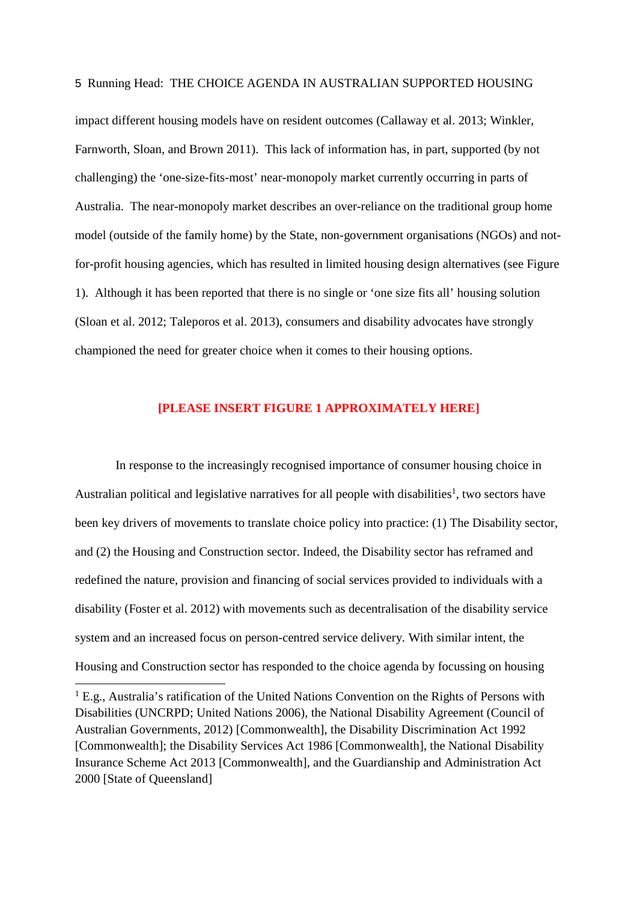impact different housing models have on resident outcomes (Callaway et al. 2013; Winkler, Farnworth, Sloan, and Brown 2011). This lack of information has, in part, supported (by not challenging) the 'one-size-fits-most' near-monopoly market currently occurring in parts of Australia. The near-monopoly market describes an over-reliance on the traditional group home model (outside of the family home) by the State, non-government organisations (NGOs) and not-for-profit housing agencies, which has resulted in limited housing design alternatives (see Figure 1). Although it has been reported that there is no single or 'one size fits all' housing solution (Sloan et al. 2012; Taleporos et al. 2013), consumers and disability advocates have strongly championed the need for greater choice when it comes to their housing options.

**[PLEASE INSERT FIGURE 1 APPROXIMATELY HERE]**

In response to the increasingly recognised importance of consumer housing choice in Australian political and legislative narratives for all people with disabilities[1], two sectors have been key drivers of movements to translate choice policy into practice: (1) The Disability sector, and (2) the Housing and Construction sector. Indeed, the Disability sector has reframed and redefined the nature, provision and financing of social services provided to individuals with a disability (Foster et al. 2012) with movements such as decentralisation of the disability service system and an increased focus on person-centred service delivery. With similar intent, the Housing and Construction sector has responded to the choice agenda by focussing on housing

[1] E.g., Australia's ratification of the United Nations Convention on the Rights of Persons with Disabilities (UNCRPD; United Nations 2006), the National Disability Agreement (Council of Australian Governments, 2012) [Commonwealth], the Disability Discrimination Act 1992 [Commonwealth]; the Disability Services Act 1986 [Commonwealth], the National Disability Insurance Scheme Act 2013 [Commonwealth], and the Guardianship and Administration Act 2000 [State of Queensland]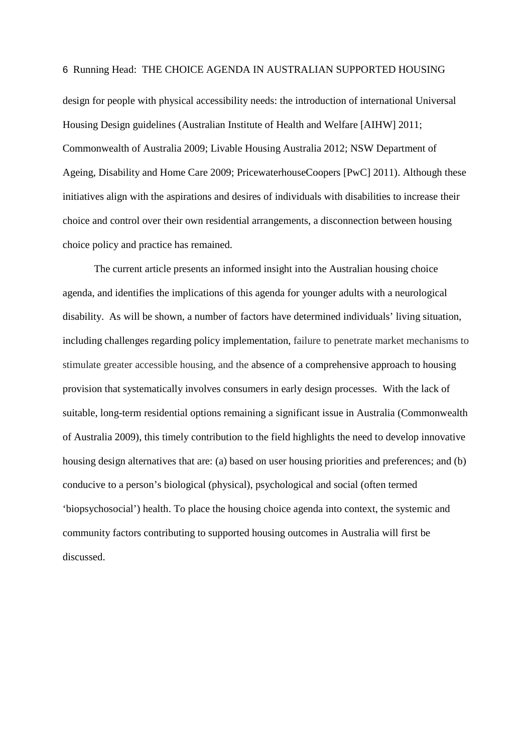design for people with physical accessibility needs: the introduction of international Universal Housing Design guidelines (Australian Institute of Health and Welfare [AIHW] 2011; Commonwealth of Australia 2009; Livable Housing Australia 2012; NSW Department of Ageing, Disability and Home Care 2009; PricewaterhouseCoopers [PwC] 2011). Although these initiatives align with the aspirations and desires of individuals with disabilities to increase their choice and control over their own residential arrangements, a disconnection between housing choice policy and practice has remained.

The current article presents an informed insight into the Australian housing choice agenda, and identifies the implications of this agenda for younger adults with a neurological disability. As will be shown, a number of factors have determined individuals' living situation, including challenges regarding policy implementation, failure to penetrate market mechanisms to stimulate greater accessible housing, and the absence of a comprehensive approach to housing provision that systematically involves consumers in early design processes. With the lack of suitable, long-term residential options remaining a significant issue in Australia (Commonwealth of Australia 2009), this timely contribution to the field highlights the need to develop innovative housing design alternatives that are: (a) based on user housing priorities and preferences; and (b) conducive to a person's biological (physical), psychological and social (often termed 'biopsychosocial') health. To place the housing choice agenda into context, the systemic and community factors contributing to supported housing outcomes in Australia will first be discussed.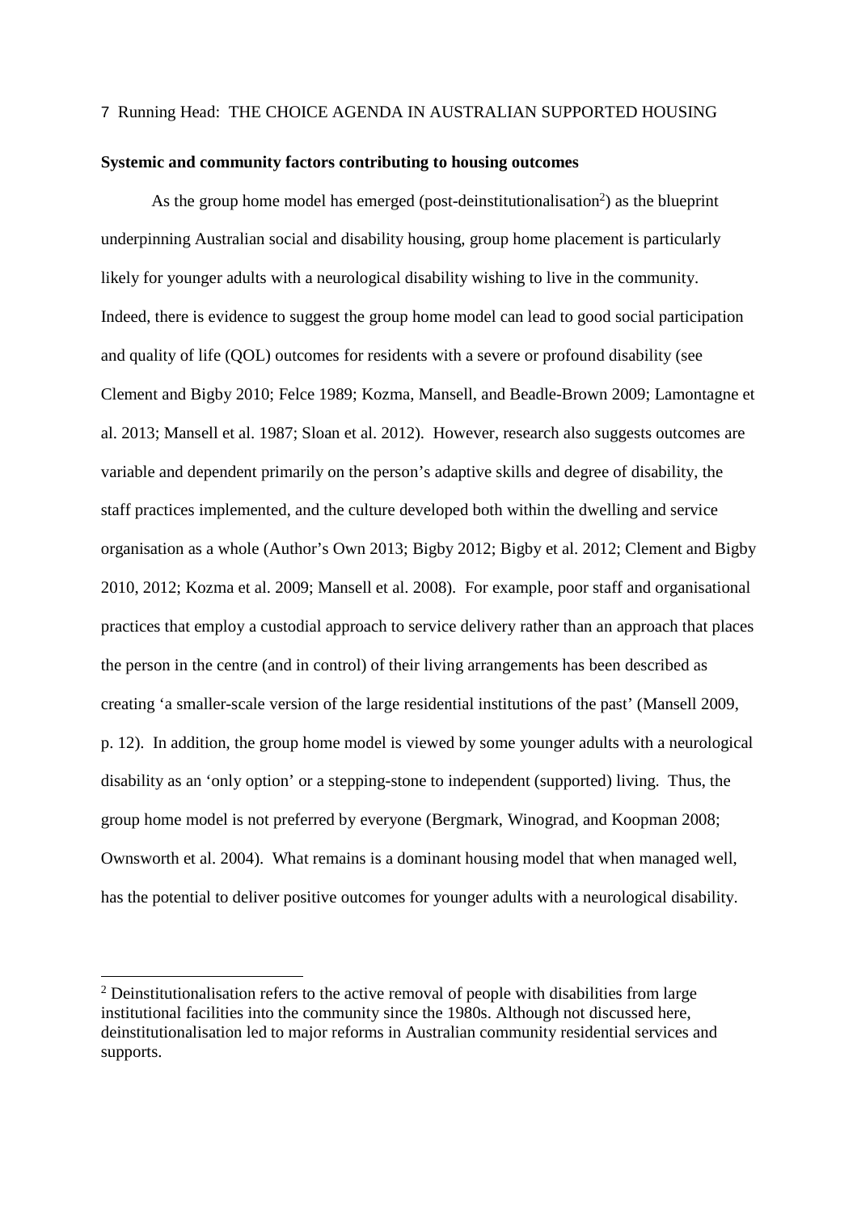**Systemic and community factors contributing to housing outcomes**

As the group home model has emerged (post-deinstitutionalisation[2]) as the blueprint underpinning Australian social and disability housing, group home placement is particularly likely for younger adults with a neurological disability wishing to live in the community. Indeed, there is evidence to suggest the group home model can lead to good social participation and quality of life (QOL) outcomes for residents with a severe or profound disability (see Clement and Bigby 2010; Felce 1989; Kozma, Mansell, and Beadle-Brown 2009; Lamontagne et al. 2013; Mansell et al. 1987; Sloan et al. 2012). However, research also suggests outcomes are variable and dependent primarily on the person's adaptive skills and degree of disability, the staff practices implemented, and the culture developed both within the dwelling and service organisation as a whole (Author's Own 2013; Bigby 2012; Bigby et al. 2012; Clement and Bigby 2010, 2012; Kozma et al. 2009; Mansell et al. 2008). For example, poor staff and organisational practices that employ a custodial approach to service delivery rather than an approach that places the person in the centre (and in control) of their living arrangements has been described as creating 'a smaller-scale version of the large residential institutions of the past' (Mansell 2009, p. 12). In addition, the group home model is viewed by some younger adults with a neurological disability as an 'only option' or a stepping-stone to independent (supported) living. Thus, the group home model is not preferred by everyone (Bergmark, Winograd, and Koopman 2008; Ownsworth et al. 2004). What remains is a dominant housing model that when managed well, has the potential to deliver positive outcomes for younger adults with a neurological disability.

[2] Deinstitutionalisation refers to the active removal of people with disabilities from large institutional facilities into the community since the 1980s. Although not discussed here, deinstitutionalisation led to major reforms in Australian community residential services and supports.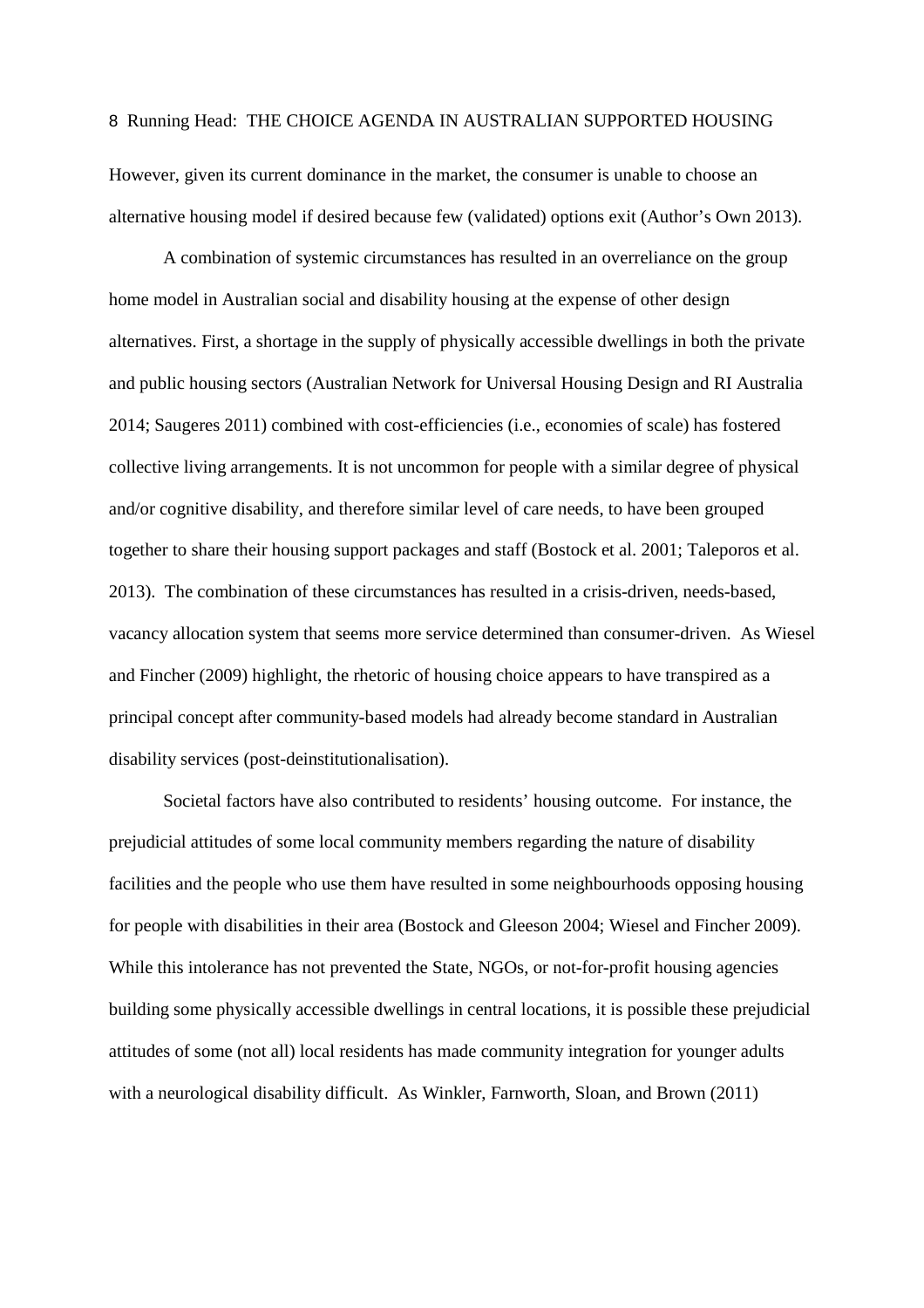However, given its current dominance in the market, the consumer is unable to choose an alternative housing model if desired because few (validated) options exit (Author's Own 2013).

A combination of systemic circumstances has resulted in an overreliance on the group home model in Australian social and disability housing at the expense of other design alternatives. First, a shortage in the supply of physically accessible dwellings in both the private and public housing sectors (Australian Network for Universal Housing Design and RI Australia 2014; Saugeres 2011) combined with cost-efficiencies (i.e., economies of scale) has fostered collective living arrangements. It is not uncommon for people with a similar degree of physical and/or cognitive disability, and therefore similar level of care needs, to have been grouped together to share their housing support packages and staff (Bostock et al. 2001; Taleporos et al. 2013). The combination of these circumstances has resulted in a crisis-driven, needs-based, vacancy allocation system that seems more service determined than consumer-driven. As Wiesel and Fincher (2009) highlight, the rhetoric of housing choice appears to have transpired as a principal concept after community-based models had already become standard in Australian disability services (post-deinstitutionalisation).

Societal factors have also contributed to residents' housing outcome. For instance, the prejudicial attitudes of some local community members regarding the nature of disability facilities and the people who use them have resulted in some neighbourhoods opposing housing for people with disabilities in their area (Bostock and Gleeson 2004; Wiesel and Fincher 2009). While this intolerance has not prevented the State, NGOs, or not-for-profit housing agencies building some physically accessible dwellings in central locations, it is possible these prejudicial attitudes of some (not all) local residents has made community integration for younger adults with a neurological disability difficult. As Winkler, Farnworth, Sloan, and Brown (2011)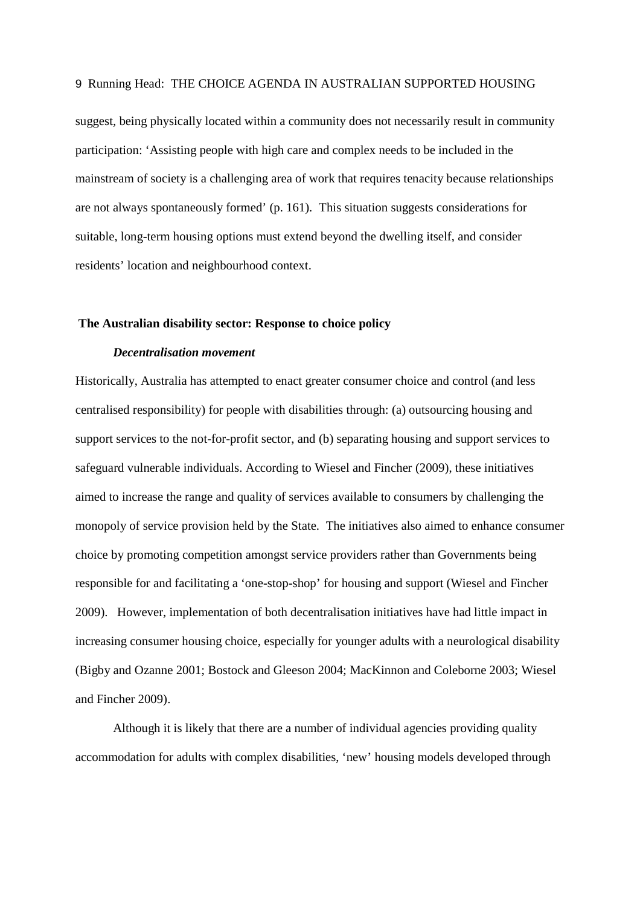suggest, being physically located within a community does not necessarily result in community participation: 'Assisting people with high care and complex needs to be included in the mainstream of society is a challenging area of work that requires tenacity because relationships are not always spontaneously formed' (p. 161). This situation suggests considerations for suitable, long-term housing options must extend beyond the dwelling itself, and consider residents' location and neighbourhood context.

## The Australian disability sector: Response to choice policy

### *Decentralisation movement*

Historically, Australia has attempted to enact greater consumer choice and control (and less centralised responsibility) for people with disabilities through: (a) outsourcing housing and support services to the not-for-profit sector, and (b) separating housing and support services to safeguard vulnerable individuals. According to Wiesel and Fincher (2009), these initiatives aimed to increase the range and quality of services available to consumers by challenging the monopoly of service provision held by the State. The initiatives also aimed to enhance consumer choice by promoting competition amongst service providers rather than Governments being responsible for and facilitating a 'one-stop-shop' for housing and support (Wiesel and Fincher 2009). However, implementation of both decentralisation initiatives have had little impact in increasing consumer housing choice, especially for younger adults with a neurological disability (Bigby and Ozanne 2001; Bostock and Gleeson 2004; MacKinnon and Coleborne 2003; Wiesel and Fincher 2009).

Although it is likely that there are a number of individual agencies providing quality accommodation for adults with complex disabilities, 'new' housing models developed through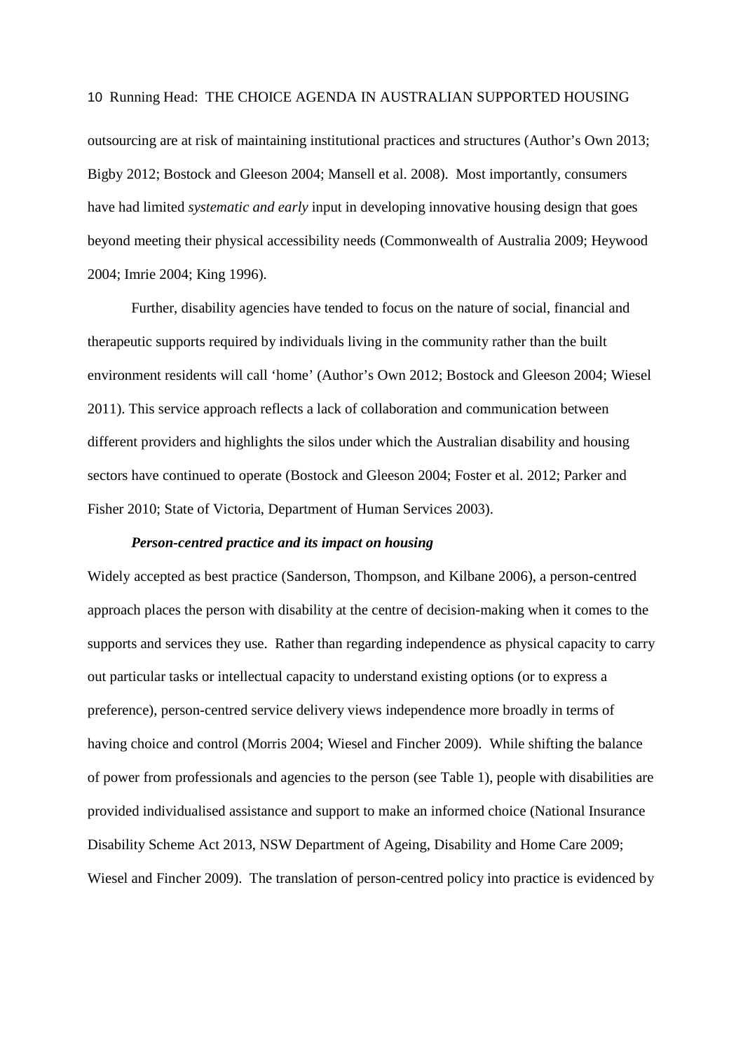outsourcing are at risk of maintaining institutional practices and structures (Author's Own 2013; Bigby 2012; Bostock and Gleeson 2004; Mansell et al. 2008). Most importantly, consumers have had limited *systematic and early* input in developing innovative housing design that goes beyond meeting their physical accessibility needs (Commonwealth of Australia 2009; Heywood 2004; Imrie 2004; King 1996).

Further, disability agencies have tended to focus on the nature of social, financial and therapeutic supports required by individuals living in the community rather than the built environment residents will call 'home' (Author's Own 2012; Bostock and Gleeson 2004; Wiesel 2011). This service approach reflects a lack of collaboration and communication between different providers and highlights the silos under which the Australian disability and housing sectors have continued to operate (Bostock and Gleeson 2004; Foster et al. 2012; Parker and Fisher 2010; State of Victoria, Department of Human Services 2003).

### *Person-centred practice and its impact on housing*

Widely accepted as best practice (Sanderson, Thompson, and Kilbane 2006), a person-centred approach places the person with disability at the centre of decision-making when it comes to the supports and services they use. Rather than regarding independence as physical capacity to carry out particular tasks or intellectual capacity to understand existing options (or to express a preference), person-centred service delivery views independence more broadly in terms of having choice and control (Morris 2004; Wiesel and Fincher 2009). While shifting the balance of power from professionals and agencies to the person (see Table 1), people with disabilities are provided individualised assistance and support to make an informed choice (National Insurance Disability Scheme Act 2013, NSW Department of Ageing, Disability and Home Care 2009; Wiesel and Fincher 2009). The translation of person-centred policy into practice is evidenced by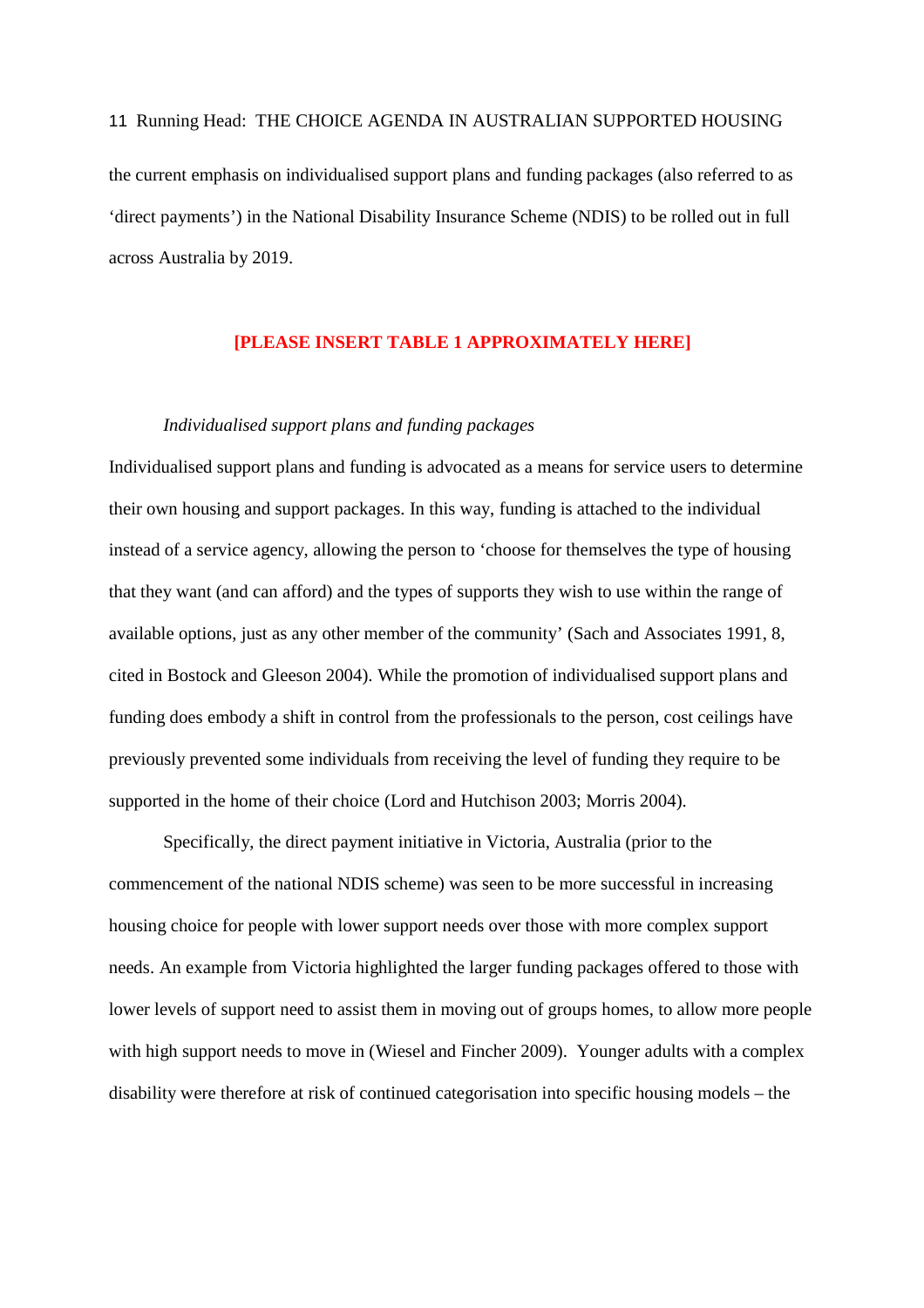the current emphasis on individualised support plans and funding packages (also referred to as 'direct payments') in the National Disability Insurance Scheme (NDIS) to be rolled out in full across Australia by 2019.

**[PLEASE INSERT TABLE 1 APPROXIMATELY HERE]**

*Individualised support plans and funding packages*

Individualised support plans and funding is advocated as a means for service users to determine their own housing and support packages. In this way, funding is attached to the individual instead of a service agency, allowing the person to 'choose for themselves the type of housing that they want (and can afford) and the types of supports they wish to use within the range of available options, just as any other member of the community' (Sach and Associates 1991, 8, cited in Bostock and Gleeson 2004). While the promotion of individualised support plans and funding does embody a shift in control from the professionals to the person, cost ceilings have previously prevented some individuals from receiving the level of funding they require to be supported in the home of their choice (Lord and Hutchison 2003; Morris 2004).

Specifically, the direct payment initiative in Victoria, Australia (prior to the commencement of the national NDIS scheme) was seen to be more successful in increasing housing choice for people with lower support needs over those with more complex support needs. An example from Victoria highlighted the larger funding packages offered to those with lower levels of support need to assist them in moving out of groups homes, to allow more people with high support needs to move in (Wiesel and Fincher 2009). Younger adults with a complex disability were therefore at risk of continued categorisation into specific housing models – the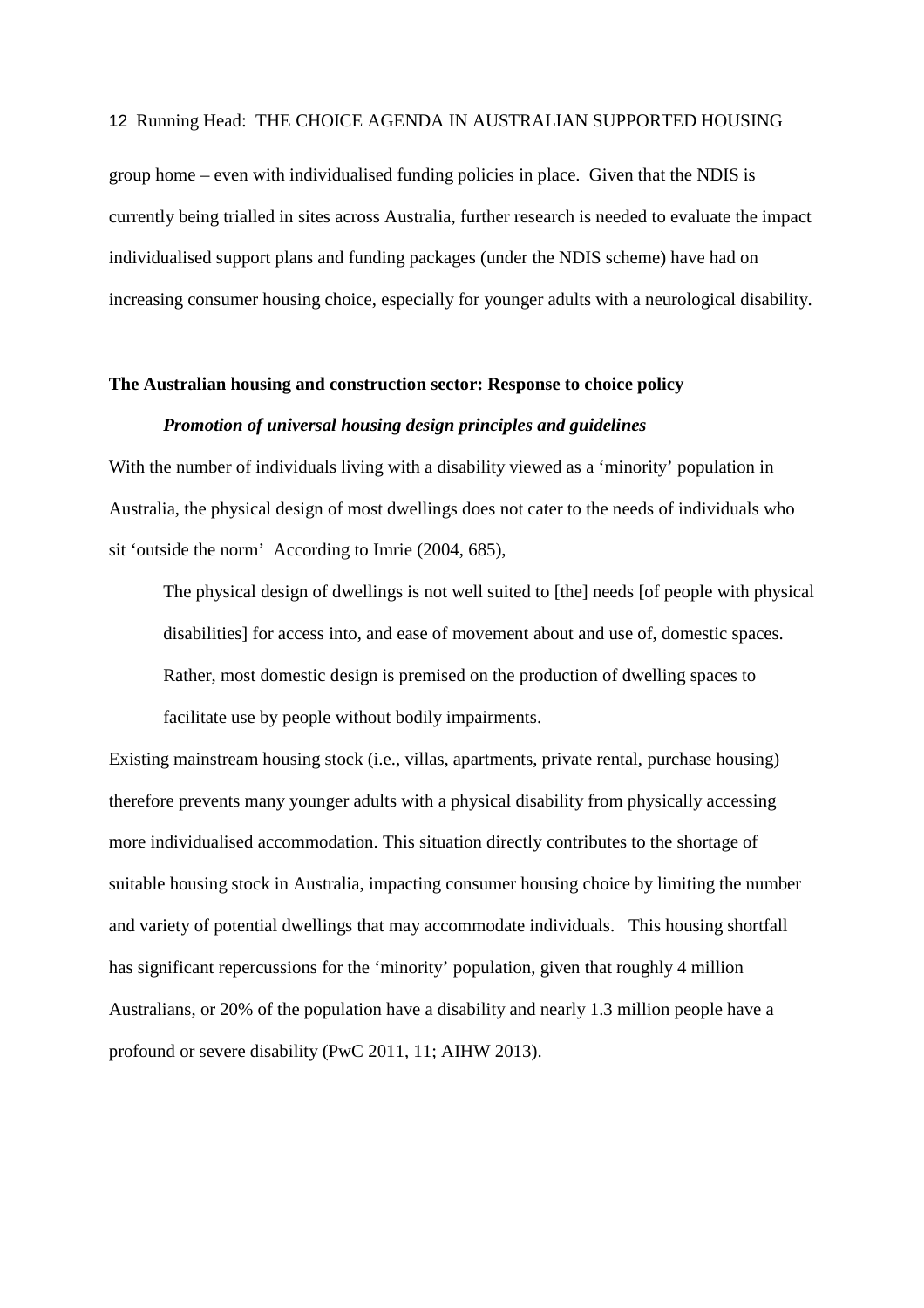group home – even with individualised funding policies in place. Given that the NDIS is currently being trialled in sites across Australia, further research is needed to evaluate the impact individualised support plans and funding packages (under the NDIS scheme) have had on increasing consumer housing choice, especially for younger adults with a neurological disability.

## The Australian housing and construction sector: Response to choice policy

### *Promotion of universal housing design principles and guidelines*

With the number of individuals living with a disability viewed as a 'minority' population in Australia, the physical design of most dwellings does not cater to the needs of individuals who sit 'outside the norm' According to Imrie (2004, 685),

> The physical design of dwellings is not well suited to [the] needs [of people with physical disabilities] for access into, and ease of movement about and use of, domestic spaces. Rather, most domestic design is premised on the production of dwelling spaces to facilitate use by people without bodily impairments.

Existing mainstream housing stock (i.e., villas, apartments, private rental, purchase housing) therefore prevents many younger adults with a physical disability from physically accessing more individualised accommodation. This situation directly contributes to the shortage of suitable housing stock in Australia, impacting consumer housing choice by limiting the number and variety of potential dwellings that may accommodate individuals. This housing shortfall has significant repercussions for the 'minority' population, given that roughly 4 million Australians, or 20% of the population have a disability and nearly 1.3 million people have a profound or severe disability (PwC 2011, 11; AIHW 2013).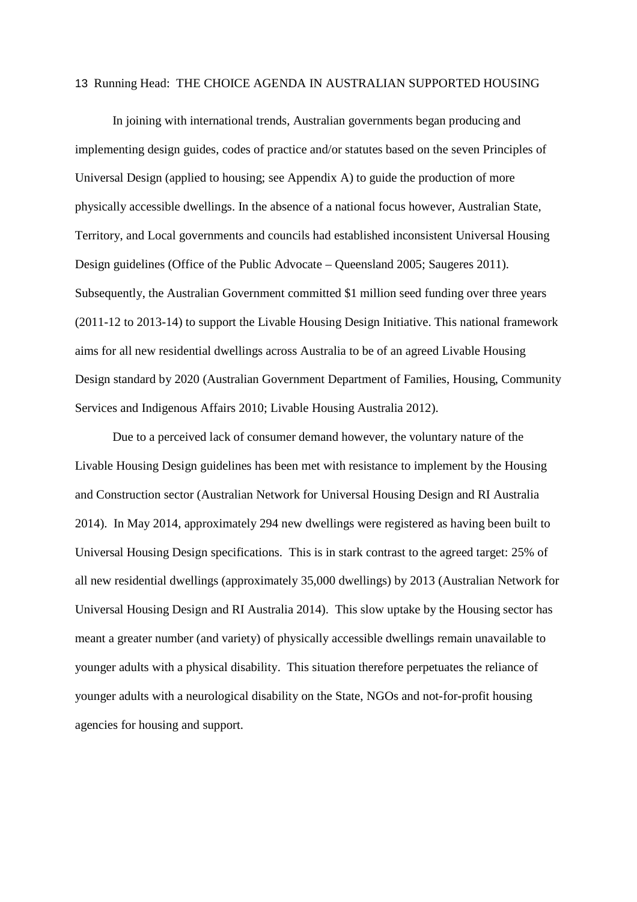In joining with international trends, Australian governments began producing and implementing design guides, codes of practice and/or statutes based on the seven Principles of Universal Design (applied to housing; see Appendix A) to guide the production of more physically accessible dwellings. In the absence of a national focus however, Australian State, Territory, and Local governments and councils had established inconsistent Universal Housing Design guidelines (Office of the Public Advocate – Queensland 2005; Saugeres 2011). Subsequently, the Australian Government committed $1 million seed funding over three years (2011-12 to 2013-14) to support the Livable Housing Design Initiative. This national framework aims for all new residential dwellings across Australia to be of an agreed Livable Housing Design standard by 2020 (Australian Government Department of Families, Housing, Community Services and Indigenous Affairs 2010; Livable Housing Australia 2012).

Due to a perceived lack of consumer demand however, the voluntary nature of the Livable Housing Design guidelines has been met with resistance to implement by the Housing and Construction sector (Australian Network for Universal Housing Design and RI Australia 2014). In May 2014, approximately 294 new dwellings were registered as having been built to Universal Housing Design specifications. This is in stark contrast to the agreed target: 25% of all new residential dwellings (approximately 35,000 dwellings) by 2013 (Australian Network for Universal Housing Design and RI Australia 2014). This slow uptake by the Housing sector has meant a greater number (and variety) of physically accessible dwellings remain unavailable to younger adults with a physical disability. This situation therefore perpetuates the reliance of younger adults with a neurological disability on the State, NGOs and not-for-profit housing agencies for housing and support.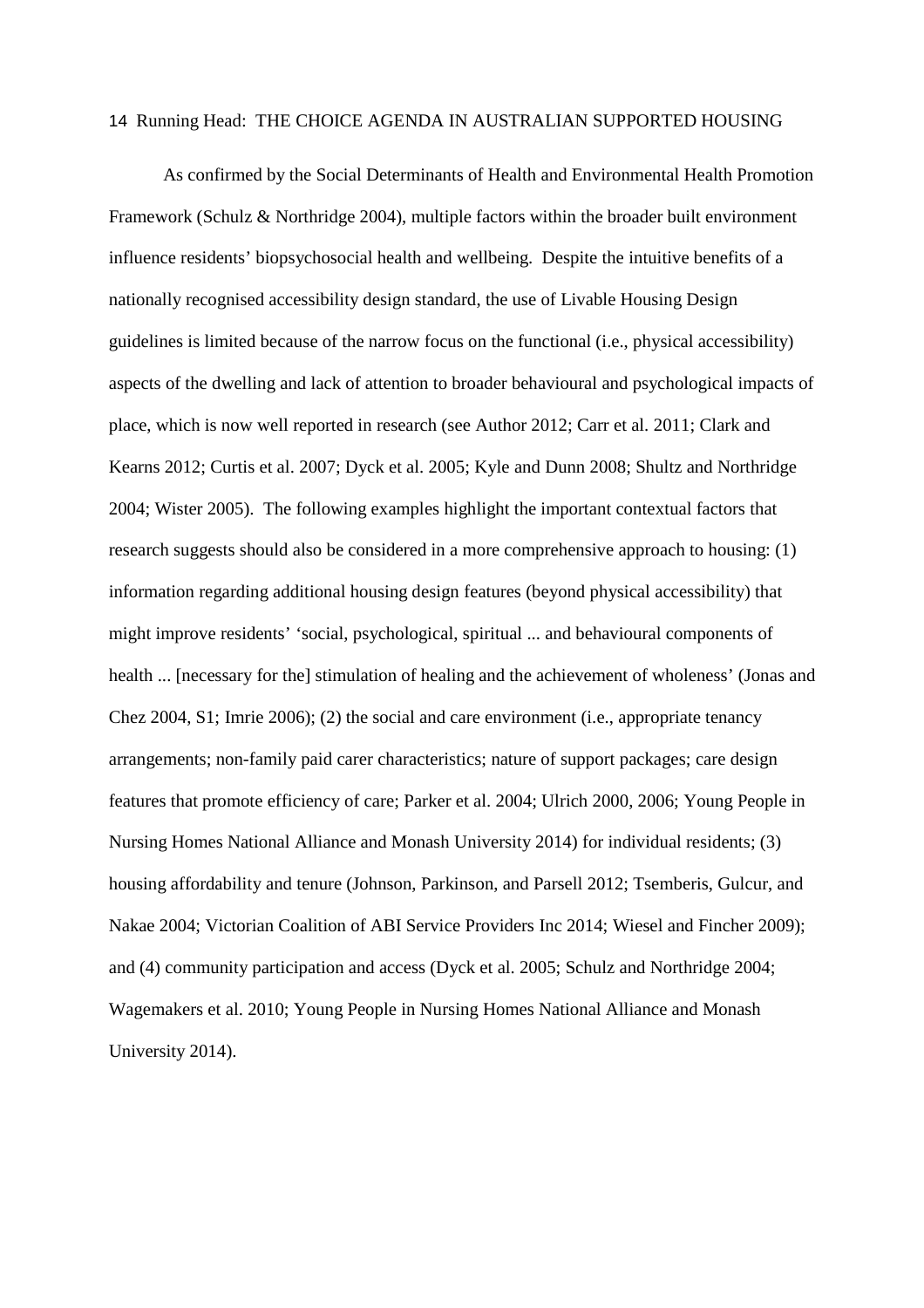As confirmed by the Social Determinants of Health and Environmental Health Promotion Framework (Schulz & Northridge 2004), multiple factors within the broader built environment influence residents' biopsychosocial health and wellbeing. Despite the intuitive benefits of a nationally recognised accessibility design standard, the use of Livable Housing Design guidelines is limited because of the narrow focus on the functional (i.e., physical accessibility) aspects of the dwelling and lack of attention to broader behavioural and psychological impacts of place, which is now well reported in research (see Author 2012; Carr et al. 2011; Clark and Kearns 2012; Curtis et al. 2007; Dyck et al. 2005; Kyle and Dunn 2008; Shultz and Northridge 2004; Wister 2005). The following examples highlight the important contextual factors that research suggests should also be considered in a more comprehensive approach to housing: (1) information regarding additional housing design features (beyond physical accessibility) that might improve residents' 'social, psychological, spiritual ... and behavioural components of health ... [necessary for the] stimulation of healing and the achievement of wholeness' (Jonas and Chez 2004, S1; Imrie 2006); (2) the social and care environment (i.e., appropriate tenancy arrangements; non-family paid carer characteristics; nature of support packages; care design features that promote efficiency of care; Parker et al. 2004; Ulrich 2000, 2006; Young People in Nursing Homes National Alliance and Monash University 2014) for individual residents; (3) housing affordability and tenure (Johnson, Parkinson, and Parsell 2012; Tsemberis, Gulcur, and Nakae 2004; Victorian Coalition of ABI Service Providers Inc 2014; Wiesel and Fincher 2009); and (4) community participation and access (Dyck et al. 2005; Schulz and Northridge 2004; Wagemakers et al. 2010; Young People in Nursing Homes National Alliance and Monash University 2014).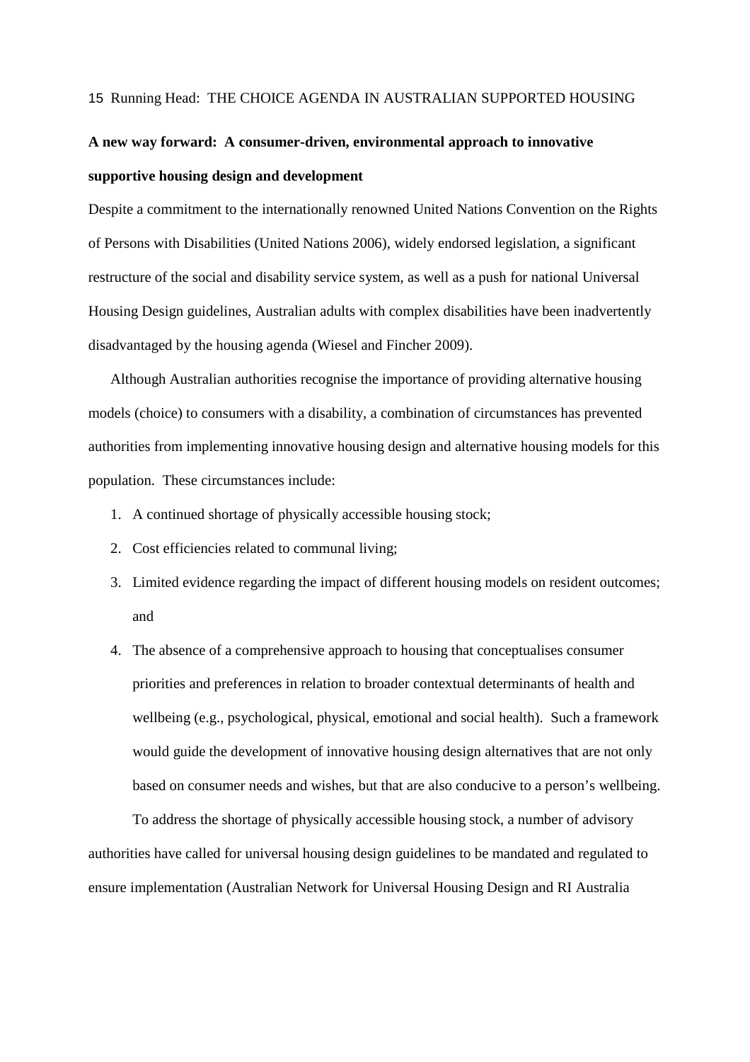**A new way forward: A consumer-driven, environmental approach to innovative supportive housing design and development**

Despite a commitment to the internationally renowned United Nations Convention on the Rights of Persons with Disabilities (United Nations 2006), widely endorsed legislation, a significant restructure of the social and disability service system, as well as a push for national Universal Housing Design guidelines, Australian adults with complex disabilities have been inadvertently disadvantaged by the housing agenda (Wiesel and Fincher 2009).

Although Australian authorities recognise the importance of providing alternative housing models (choice) to consumers with a disability, a combination of circumstances has prevented authorities from implementing innovative housing design and alternative housing models for this population. These circumstances include:

1. A continued shortage of physically accessible housing stock;
2. Cost efficiencies related to communal living;
3. Limited evidence regarding the impact of different housing models on resident outcomes; and
4. The absence of a comprehensive approach to housing that conceptualises consumer priorities and preferences in relation to broader contextual determinants of health and wellbeing (e.g., psychological, physical, emotional and social health). Such a framework would guide the development of innovative housing design alternatives that are not only based on consumer needs and wishes, but that are also conducive to a person's wellbeing.

To address the shortage of physically accessible housing stock, a number of advisory authorities have called for universal housing design guidelines to be mandated and regulated to ensure implementation (Australian Network for Universal Housing Design and RI Australia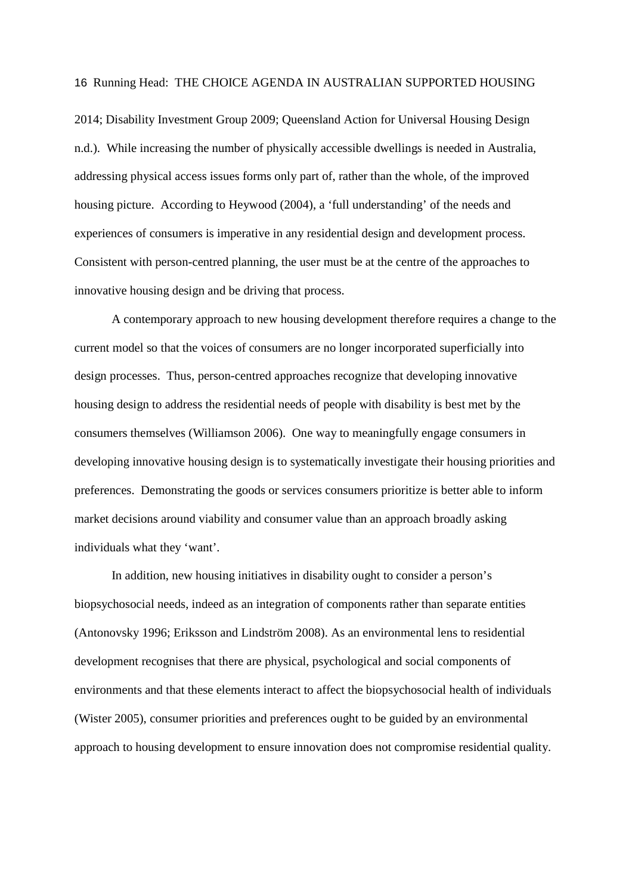2014; Disability Investment Group 2009; Queensland Action for Universal Housing Design n.d.). While increasing the number of physically accessible dwellings is needed in Australia, addressing physical access issues forms only part of, rather than the whole, of the improved housing picture. According to Heywood (2004), a 'full understanding' of the needs and experiences of consumers is imperative in any residential design and development process. Consistent with person-centred planning, the user must be at the centre of the approaches to innovative housing design and be driving that process.

A contemporary approach to new housing development therefore requires a change to the current model so that the voices of consumers are no longer incorporated superficially into design processes. Thus, person-centred approaches recognize that developing innovative housing design to address the residential needs of people with disability is best met by the consumers themselves (Williamson 2006). One way to meaningfully engage consumers in developing innovative housing design is to systematically investigate their housing priorities and preferences. Demonstrating the goods or services consumers prioritize is better able to inform market decisions around viability and consumer value than an approach broadly asking individuals what they 'want'.

In addition, new housing initiatives in disability ought to consider a person's biopsychosocial needs, indeed as an integration of components rather than separate entities (Antonovsky 1996; Eriksson and Lindström 2008). As an environmental lens to residential development recognises that there are physical, psychological and social components of environments and that these elements interact to affect the biopsychosocial health of individuals (Wister 2005), consumer priorities and preferences ought to be guided by an environmental approach to housing development to ensure innovation does not compromise residential quality.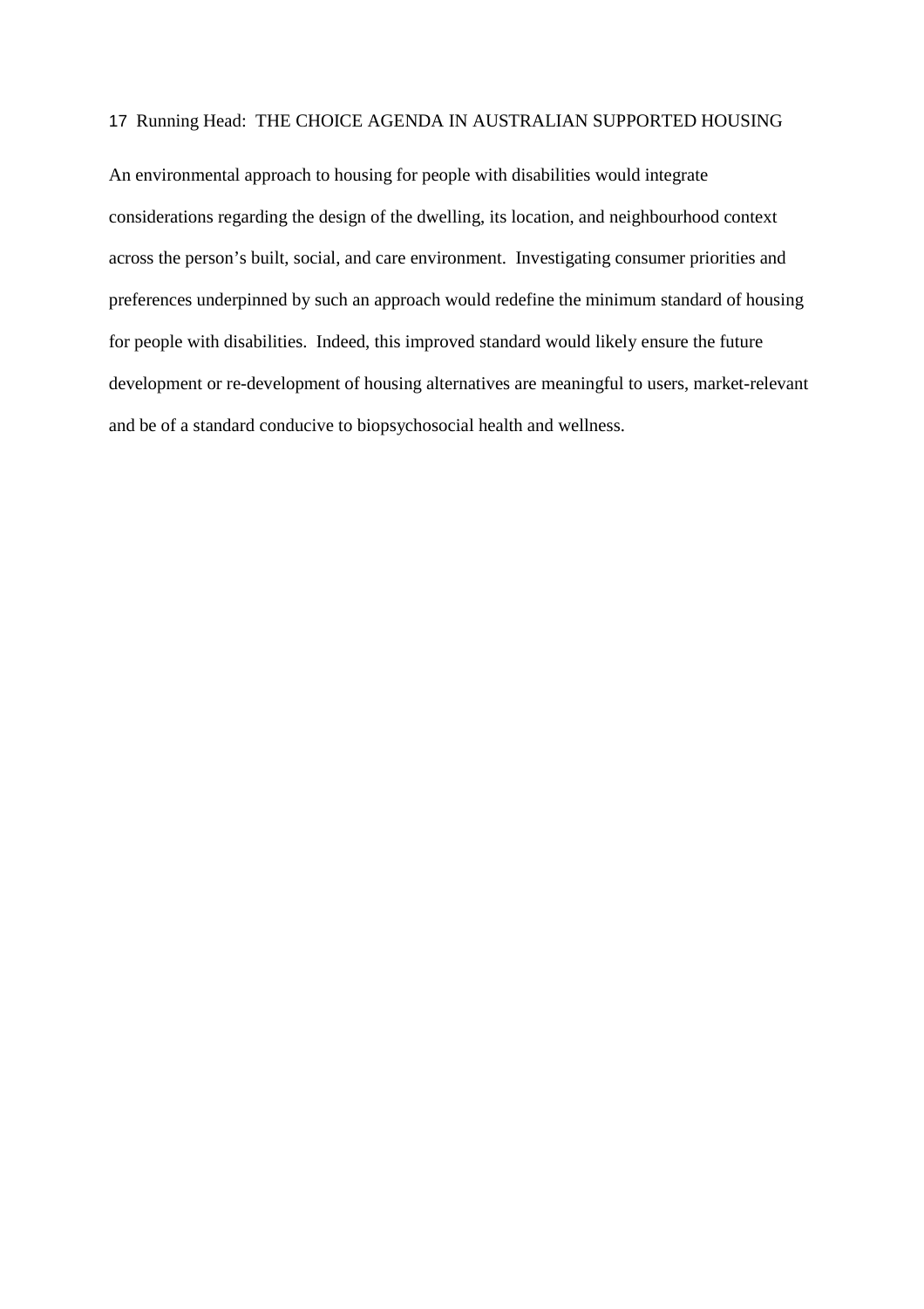An environmental approach to housing for people with disabilities would integrate considerations regarding the design of the dwelling, its location, and neighbourhood context across the person’s built, social, and care environment. Investigating consumer priorities and preferences underpinned by such an approach would redefine the minimum standard of housing for people with disabilities. Indeed, this improved standard would likely ensure the future development or re-development of housing alternatives are meaningful to users, market-relevant and be of a standard conducive to biopsychosocial health and wellness.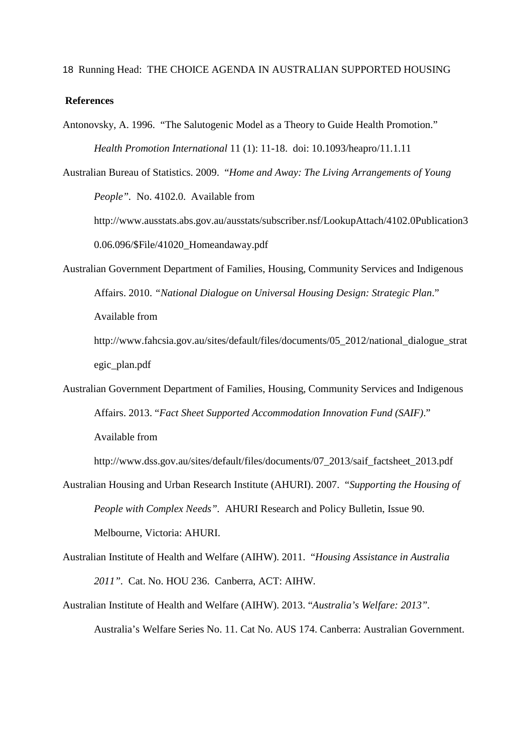**References**

Antonovsky, A. 1996. "The Salutogenic Model as a Theory to Guide Health Promotion." *Health Promotion International* 11 (1): 11-18. doi: 10.1093/heapro/11.1.11

Australian Bureau of Statistics. 2009. "*Home and Away: The Living Arrangements of Young People"*. No. 4102.0. Available from http://www.ausstats.abs.gov.au/ausstats/subscriber.nsf/LookupAttach/4102.0Publication30.06.096/$File/41020_Homeandaway.pdf

Australian Government Department of Families, Housing, Community Services and Indigenous Affairs. 2010. *"National Dialogue on Universal Housing Design: Strategic Plan*." Available from http://www.fahcsia.gov.au/sites/default/files/documents/05_2012/national_dialogue_strategic_plan.pdf

Australian Government Department of Families, Housing, Community Services and Indigenous Affairs. 2013. "*Fact Sheet Supported Accommodation Innovation Fund (SAIF)*." Available from http://www.dss.gov.au/sites/default/files/documents/07_2013/saif_factsheet_2013.pdf

Australian Housing and Urban Research Institute (AHURI). 2007. "*Supporting the Housing of People with Complex Needs"*. AHURI Research and Policy Bulletin, Issue 90. Melbourne, Victoria: AHURI.

Australian Institute of Health and Welfare (AIHW). 2011. "*Housing Assistance in Australia 2011"*. Cat. No. HOU 236. Canberra, ACT: AIHW.

Australian Institute of Health and Welfare (AIHW). 2013. "*Australia's Welfare: 2013"*. Australia's Welfare Series No. 11. Cat No. AUS 174. Canberra: Australian Government.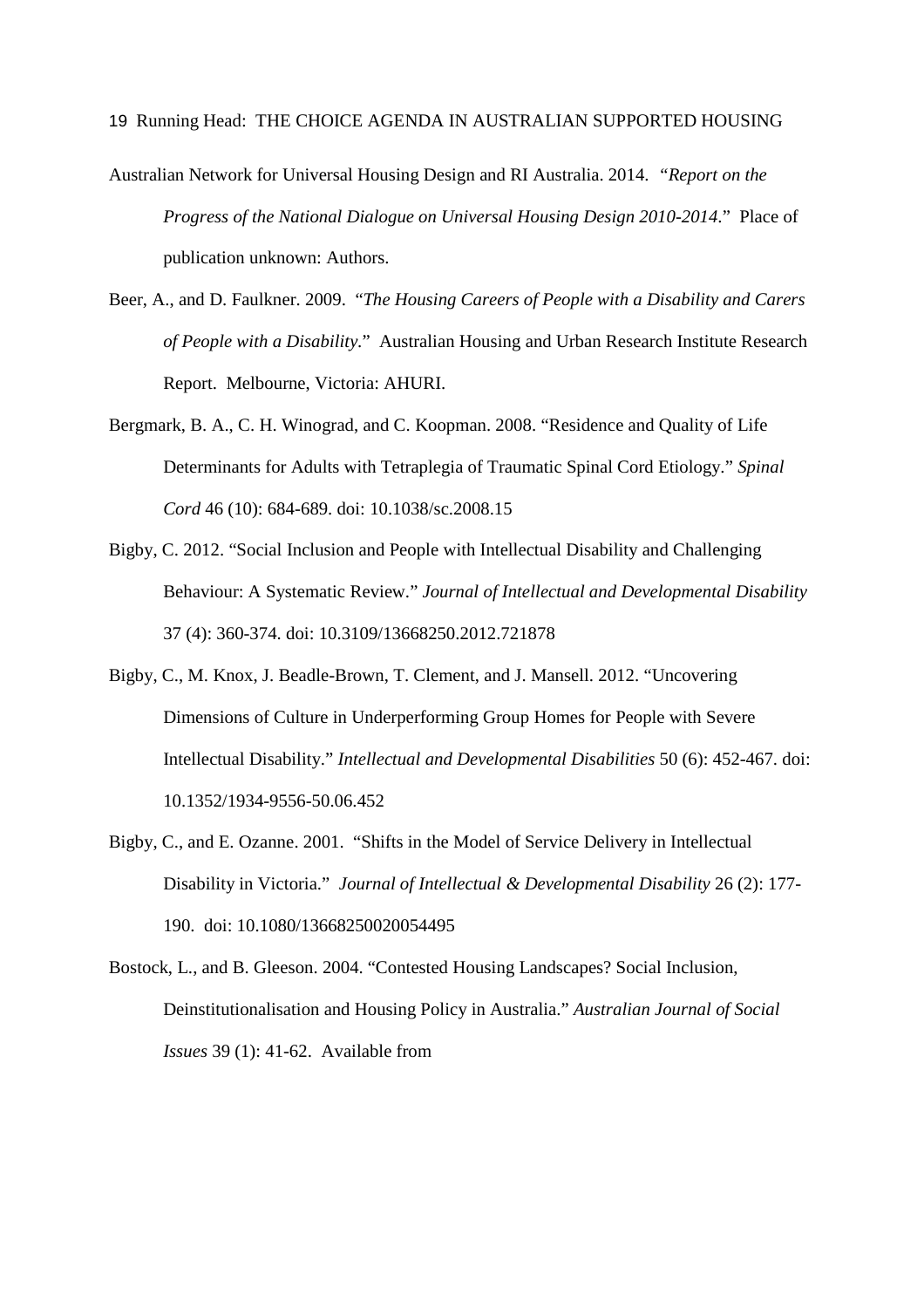Australian Network for Universal Housing Design and RI Australia. 2014. "*Report on the Progress of the National Dialogue on Universal Housing Design 2010-2014*." Place of publication unknown: Authors.

Beer, A., and D. Faulkner. 2009. "*The Housing Careers of People with a Disability and Carers of People with a Disability*." Australian Housing and Urban Research Institute Research Report. Melbourne, Victoria: AHURI.

Bergmark, B. A., C. H. Winograd, and C. Koopman. 2008. "Residence and Quality of Life Determinants for Adults with Tetraplegia of Traumatic Spinal Cord Etiology." *Spinal Cord* 46 (10): 684-689. doi: 10.1038/sc.2008.15

Bigby, C. 2012. "Social Inclusion and People with Intellectual Disability and Challenging Behaviour: A Systematic Review." *Journal of Intellectual and Developmental Disability* 37 (4): 360-374. doi: 10.3109/13668250.2012.721878

Bigby, C., M. Knox, J. Beadle-Brown, T. Clement, and J. Mansell. 2012. "Uncovering Dimensions of Culture in Underperforming Group Homes for People with Severe Intellectual Disability." *Intellectual and Developmental Disabilities* 50 (6): 452-467. doi: 10.1352/1934-9556-50.06.452

Bigby, C., and E. Ozanne. 2001. "Shifts in the Model of Service Delivery in Intellectual Disability in Victoria." *Journal of Intellectual & Developmental Disability* 26 (2): 177-190. doi: 10.1080/13668250020054495

Bostock, L., and B. Gleeson. 2004. "Contested Housing Landscapes? Social Inclusion, Deinstitutionalisation and Housing Policy in Australia." *Australian Journal of Social Issues* 39 (1): 41-62. Available from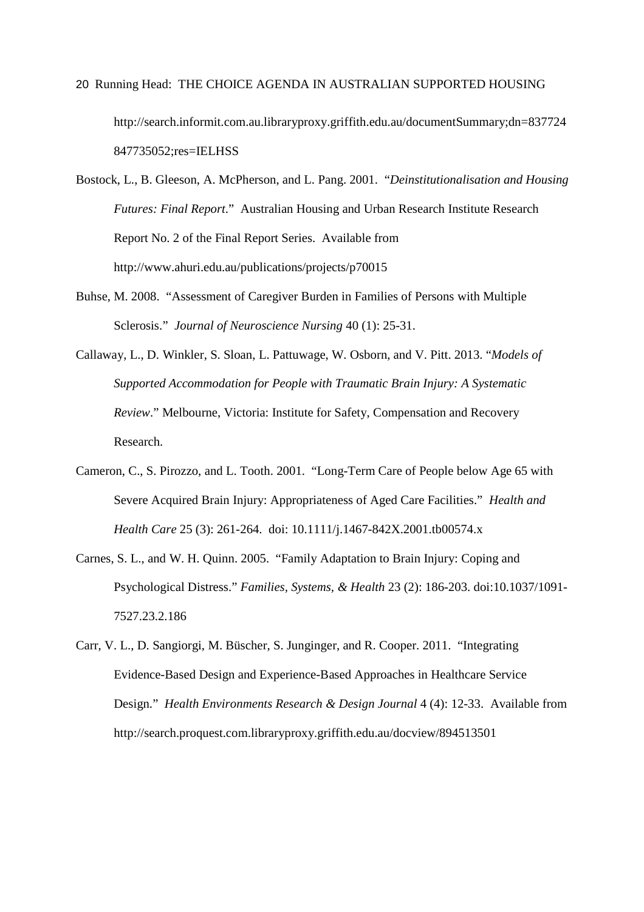http://search.informit.com.au.libraryproxy.griffith.edu.au/documentSummary;dn=837724847735052;res=IELHSS

Bostock, L., B. Gleeson, A. McPherson, and L. Pang. 2001. "*Deinstitutionalisation and Housing Futures: Final Report*." Australian Housing and Urban Research Institute Research Report No. 2 of the Final Report Series. Available from http://www.ahuri.edu.au/publications/projects/p70015

Buhse, M. 2008. "Assessment of Caregiver Burden in Families of Persons with Multiple Sclerosis." *Journal of Neuroscience Nursing* 40 (1): 25-31.

Callaway, L., D. Winkler, S. Sloan, L. Pattuwage, W. Osborn, and V. Pitt. 2013. "*Models of Supported Accommodation for People with Traumatic Brain Injury: A Systematic Review*." Melbourne, Victoria: Institute for Safety, Compensation and Recovery Research.

Cameron, C., S. Pirozzo, and L. Tooth. 2001. "Long-Term Care of People below Age 65 with Severe Acquired Brain Injury: Appropriateness of Aged Care Facilities." *Health and Health Care* 25 (3): 261-264. doi: 10.1111/j.1467-842X.2001.tb00574.x

Carnes, S. L., and W. H. Quinn. 2005. "Family Adaptation to Brain Injury: Coping and Psychological Distress." *Families, Systems, & Health* 23 (2): 186-203. doi:10.1037/1091-7527.23.2.186

Carr, V. L., D. Sangiorgi, M. Büscher, S. Junginger, and R. Cooper. 2011. "Integrating Evidence-Based Design and Experience-Based Approaches in Healthcare Service Design." *Health Environments Research & Design Journal* 4 (4): 12-33. Available from http://search.proquest.com.libraryproxy.griffith.edu.au/docview/894513501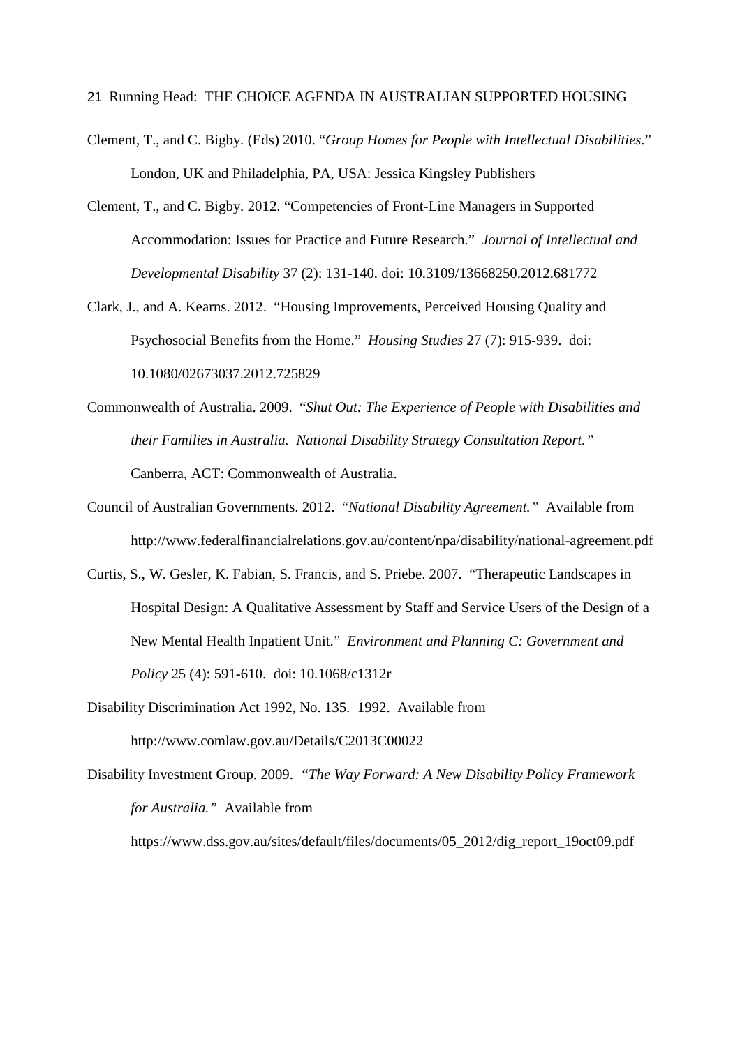Clement, T., and C. Bigby. (Eds) 2010. "*Group Homes for People with Intellectual Disabilities*." London, UK and Philadelphia, PA, USA: Jessica Kingsley Publishers

Clement, T., and C. Bigby. 2012. "Competencies of Front-Line Managers in Supported Accommodation: Issues for Practice and Future Research." *Journal of Intellectual and Developmental Disability* 37 (2): 131-140. doi: 10.3109/13668250.2012.681772

Clark, J., and A. Kearns. 2012. "Housing Improvements, Perceived Housing Quality and Psychosocial Benefits from the Home." *Housing Studies* 27 (7): 915-939. doi: 10.1080/02673037.2012.725829

Commonwealth of Australia. 2009. "*Shut Out: The Experience of People with Disabilities and their Families in Australia. National Disability Strategy Consultation Report.*" Canberra, ACT: Commonwealth of Australia.

Council of Australian Governments. 2012. "*National Disability Agreement.*" Available from http://www.federalfinancialrelations.gov.au/content/npa/disability/national-agreement.pdf

Curtis, S., W. Gesler, K. Fabian, S. Francis, and S. Priebe. 2007. "Therapeutic Landscapes in Hospital Design: A Qualitative Assessment by Staff and Service Users of the Design of a New Mental Health Inpatient Unit." *Environment and Planning C: Government and Policy* 25 (4): 591-610. doi: 10.1068/c1312r

Disability Discrimination Act 1992, No. 135. 1992. Available from http://www.comlaw.gov.au/Details/C2013C00022

Disability Investment Group. 2009. "*The Way Forward: A New Disability Policy Framework for Australia.*" Available from https://www.dss.gov.au/sites/default/files/documents/05_2012/dig_report_19oct09.pdf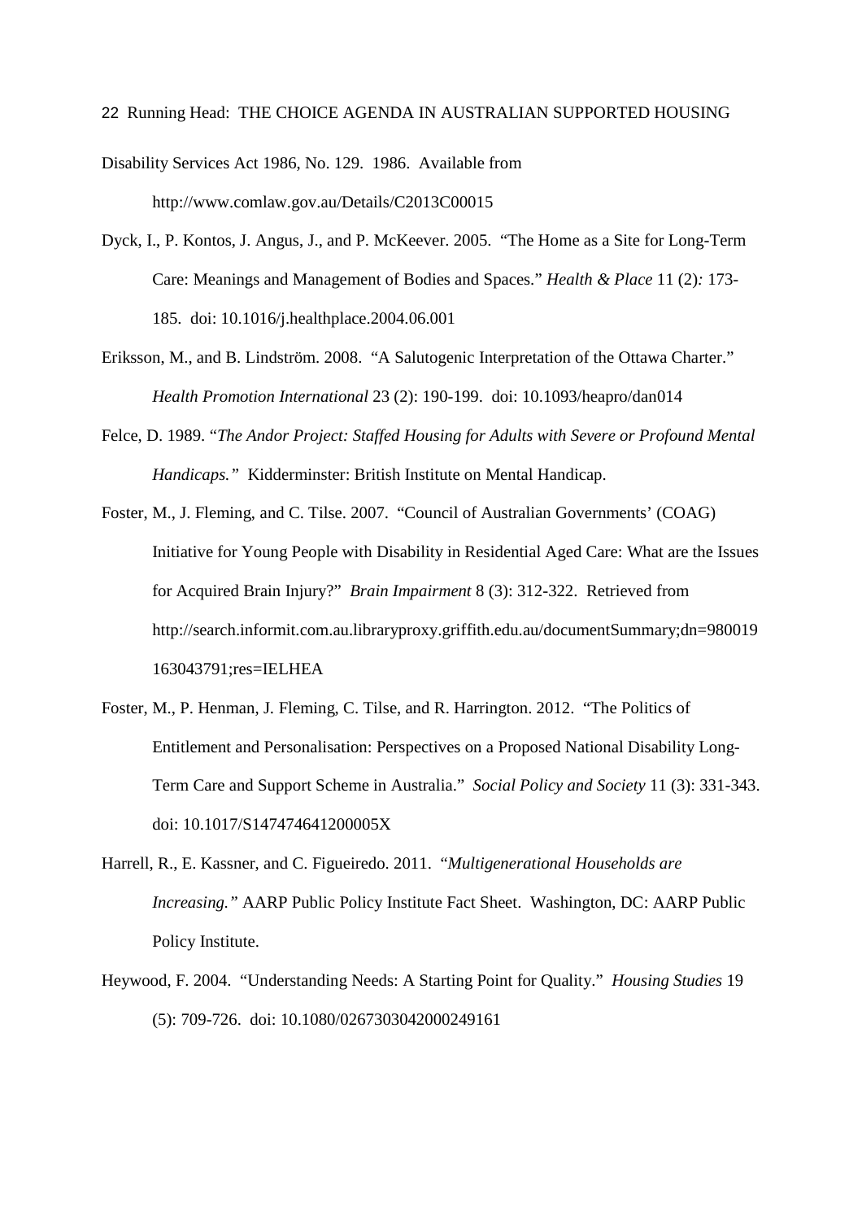Disability Services Act 1986, No. 129. 1986. Available from http://www.comlaw.gov.au/Details/C2013C00015

Dyck, I., P. Kontos, J. Angus, J., and P. McKeever. 2005. "The Home as a Site for Long-Term Care: Meanings and Management of Bodies and Spaces." *Health & Place* 11 (2): 173-185. doi: 10.1016/j.healthplace.2004.06.001

Eriksson, M., and B. Lindström. 2008. "A Salutogenic Interpretation of the Ottawa Charter." *Health Promotion International* 23 (2): 190-199. doi: 10.1093/heapro/dan014

Felce, D. 1989. "*The Andor Project: Staffed Housing for Adults with Severe or Profound Mental Handicaps.*" Kidderminster: British Institute on Mental Handicap.

Foster, M., J. Fleming, and C. Tilse. 2007. "Council of Australian Governments' (COAG) Initiative for Young People with Disability in Residential Aged Care: What are the Issues for Acquired Brain Injury?" *Brain Impairment* 8 (3): 312-322. Retrieved from http://search.informit.com.au.libraryproxy.griffith.edu.au/documentSummary;dn=980019163043791;res=IELHEA

Foster, M., P. Henman, J. Fleming, C. Tilse, and R. Harrington. 2012. "The Politics of Entitlement and Personalisation: Perspectives on a Proposed National Disability Long-Term Care and Support Scheme in Australia." *Social Policy and Society* 11 (3): 331-343. doi: 10.1017/S147474641200005X

Harrell, R., E. Kassner, and C. Figueiredo. 2011. "*Multigenerational Households are Increasing.*" AARP Public Policy Institute Fact Sheet. Washington, DC: AARP Public Policy Institute.

Heywood, F. 2004. "Understanding Needs: A Starting Point for Quality." *Housing Studies* 19 (5): 709-726. doi: 10.1080/0267303042000249161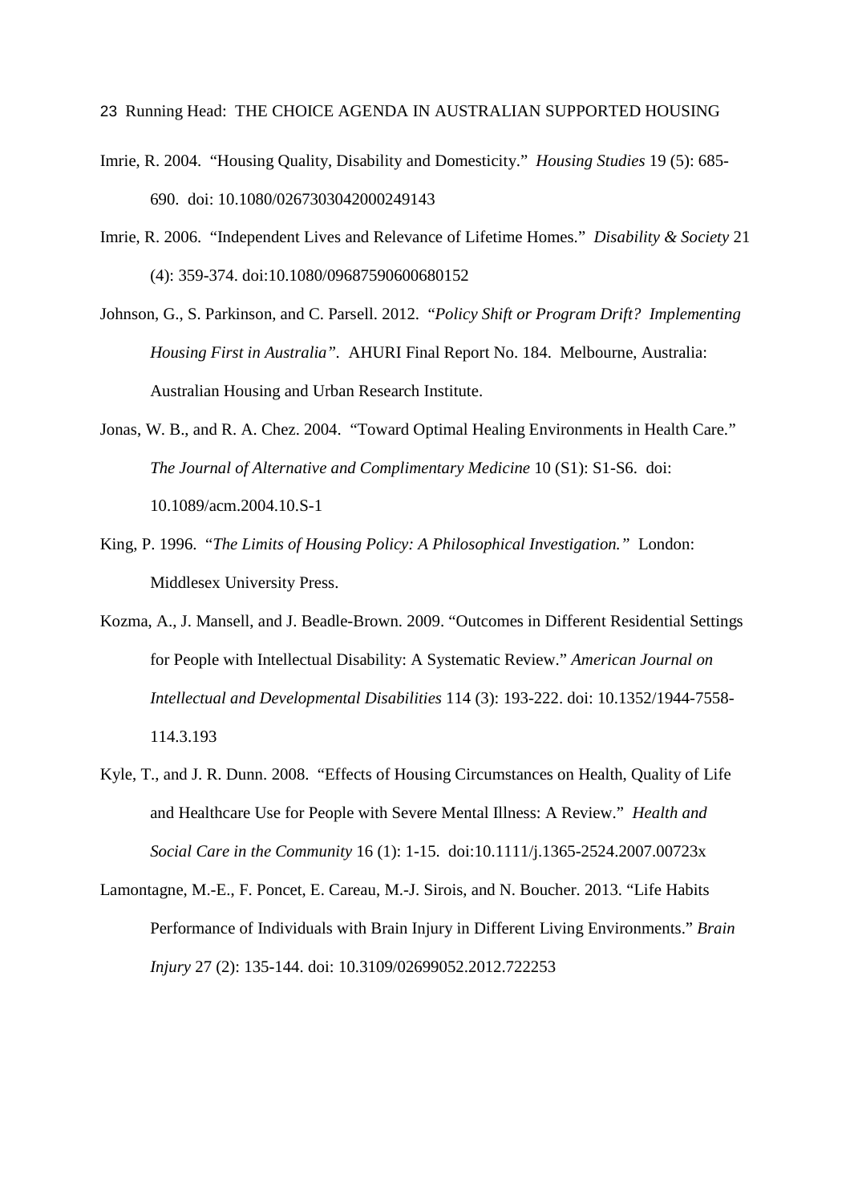Imrie, R. 2004. "Housing Quality, Disability and Domesticity." *Housing Studies* 19 (5): 685-690. doi: 10.1080/0267303042000249143

Imrie, R. 2006. "Independent Lives and Relevance of Lifetime Homes." *Disability & Society* 21 (4): 359-374. doi:10.1080/09687590600680152

Johnson, G., S. Parkinson, and C. Parsell. 2012. "*Policy Shift or Program Drift? Implementing Housing First in Australia*". AHURI Final Report No. 184. Melbourne, Australia: Australian Housing and Urban Research Institute.

Jonas, W. B., and R. A. Chez. 2004. "Toward Optimal Healing Environments in Health Care." *The Journal of Alternative and Complimentary Medicine* 10 (S1): S1-S6. doi: 10.1089/acm.2004.10.S-1

King, P. 1996. "*The Limits of Housing Policy: A Philosophical Investigation.*" London: Middlesex University Press.

Kozma, A., J. Mansell, and J. Beadle-Brown. 2009. "Outcomes in Different Residential Settings for People with Intellectual Disability: A Systematic Review." *American Journal on Intellectual and Developmental Disabilities* 114 (3): 193-222. doi: 10.1352/1944-7558-114.3.193

Kyle, T., and J. R. Dunn. 2008. "Effects of Housing Circumstances on Health, Quality of Life and Healthcare Use for People with Severe Mental Illness: A Review." *Health and Social Care in the Community* 16 (1): 1-15. doi:10.1111/j.1365-2524.2007.00723x

Lamontagne, M.-E., F. Poncet, E. Careau, M.-J. Sirois, and N. Boucher. 2013. "Life Habits Performance of Individuals with Brain Injury in Different Living Environments." *Brain Injury* 27 (2): 135-144. doi: 10.3109/02699052.2012.722253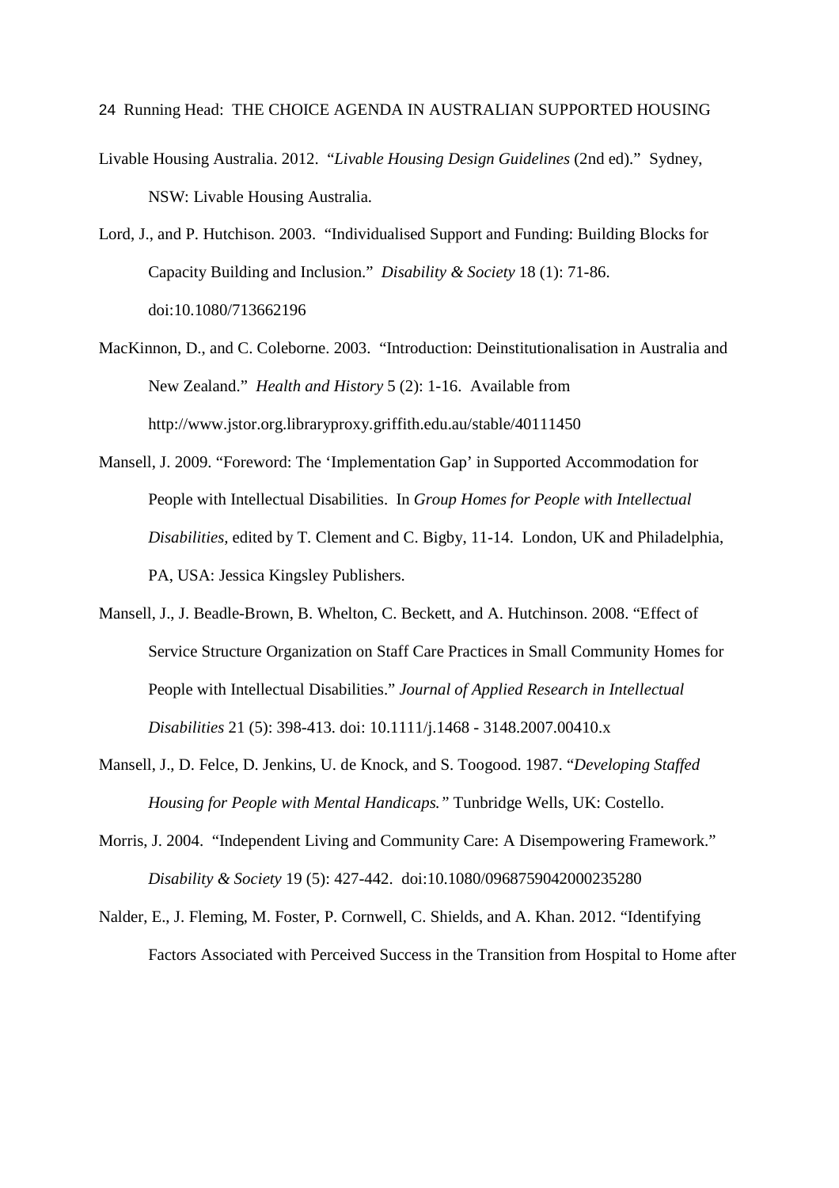Livable Housing Australia. 2012. "*Livable Housing Design Guidelines* (2nd ed)." Sydney, NSW: Livable Housing Australia.

Lord, J., and P. Hutchison. 2003. "Individualised Support and Funding: Building Blocks for Capacity Building and Inclusion." *Disability & Society* 18 (1): 71-86. doi:10.1080/713662196

MacKinnon, D., and C. Coleborne. 2003. "Introduction: Deinstitutionalisation in Australia and New Zealand." *Health and History* 5 (2): 1-16. Available from http://www.jstor.org.libraryproxy.griffith.edu.au/stable/40111450

Mansell, J. 2009. "Foreword: The 'Implementation Gap' in Supported Accommodation for People with Intellectual Disabilities. In *Group Homes for People with Intellectual Disabilities,* edited by T. Clement and C. Bigby, 11-14. London, UK and Philadelphia, PA, USA: Jessica Kingsley Publishers.

Mansell, J., J. Beadle-Brown, B. Whelton, C. Beckett, and A. Hutchinson. 2008. "Effect of Service Structure Organization on Staff Care Practices in Small Community Homes for People with Intellectual Disabilities." *Journal of Applied Research in Intellectual Disabilities* 21 (5): 398-413. doi: 10.1111/j.1468 - 3148.2007.00410.x

Mansell, J., D. Felce, D. Jenkins, U. de Knock, and S. Toogood. 1987. "*Developing Staffed Housing for People with Mental Handicaps."* Tunbridge Wells, UK: Costello.

Morris, J. 2004. "Independent Living and Community Care: A Disempowering Framework." *Disability & Society* 19 (5): 427-442. doi:10.1080/0968759042000235280

Nalder, E., J. Fleming, M. Foster, P. Cornwell, C. Shields, and A. Khan. 2012. "Identifying Factors Associated with Perceived Success in the Transition from Hospital to Home after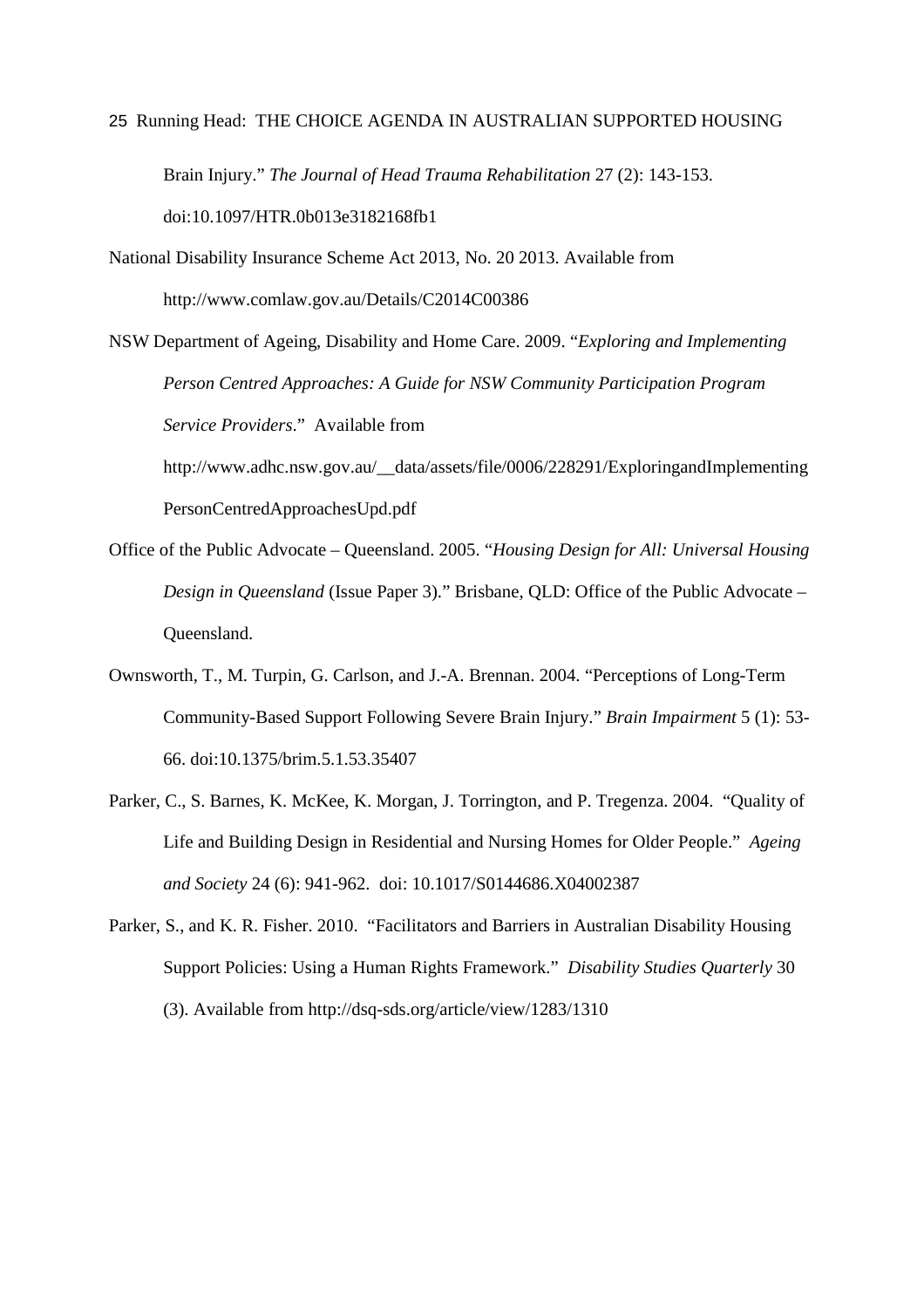Brain Injury." *The Journal of Head Trauma Rehabilitation* 27 (2): 143-153. doi:10.1097/HTR.0b013e3182168fb1

National Disability Insurance Scheme Act 2013, No. 20 2013. Available from http://www.comlaw.gov.au/Details/C2014C00386

NSW Department of Ageing, Disability and Home Care. 2009. "*Exploring and Implementing Person Centred Approaches: A Guide for NSW Community Participation Program Service Providers*." Available from http://www.adhc.nsw.gov.au/__data/assets/file/0006/228291/ExploringandImplementingPersonCentredApproachesUpd.pdf

Office of the Public Advocate – Queensland. 2005. "*Housing Design for All: Universal Housing Design in Queensland* (Issue Paper 3)." Brisbane, QLD: Office of the Public Advocate – Queensland.

Ownsworth, T., M. Turpin, G. Carlson, and J.-A. Brennan. 2004. "Perceptions of Long-Term Community-Based Support Following Severe Brain Injury." *Brain Impairment* 5 (1): 53-66. doi:10.1375/brim.5.1.53.35407

Parker, C., S. Barnes, K. McKee, K. Morgan, J. Torrington, and P. Tregenza. 2004. "Quality of Life and Building Design in Residential and Nursing Homes for Older People." *Ageing and Society* 24 (6): 941-962. doi: 10.1017/S0144686.X04002387

Parker, S., and K. R. Fisher. 2010. "Facilitators and Barriers in Australian Disability Housing Support Policies: Using a Human Rights Framework." *Disability Studies Quarterly* 30 (3). Available from http://dsq-sds.org/article/view/1283/1310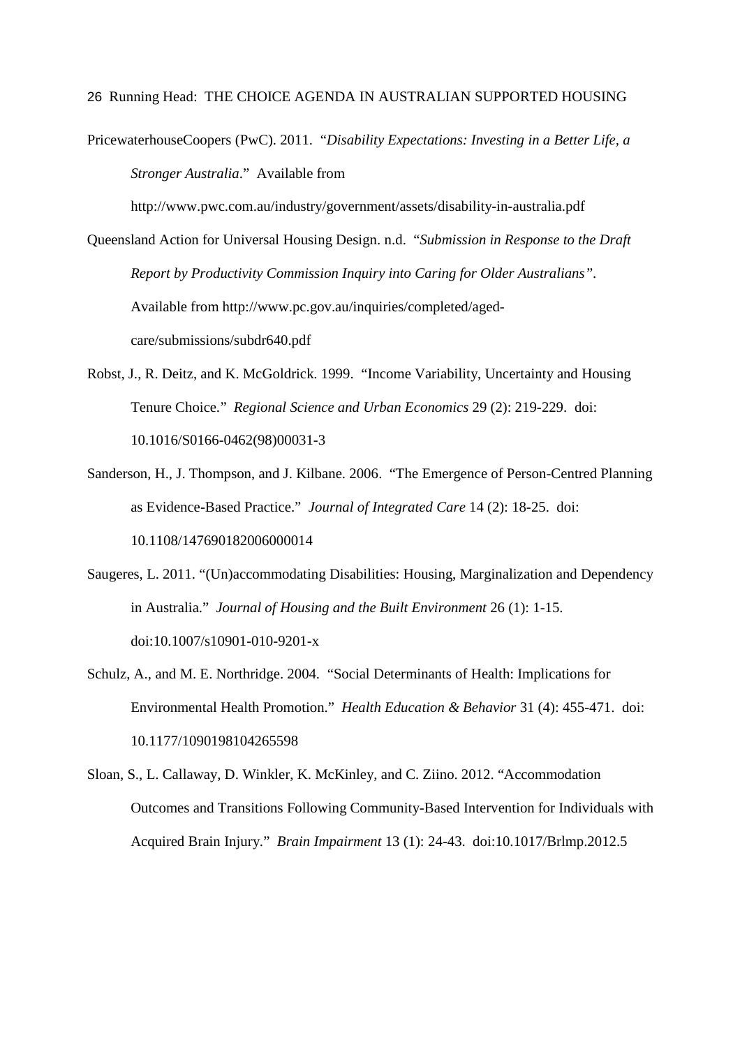PricewaterhouseCoopers (PwC). 2011. "*Disability Expectations: Investing in a Better Life, a Stronger Australia*." Available from http://www.pwc.com.au/industry/government/assets/disability-in-australia.pdf

Queensland Action for Universal Housing Design. n.d. "*Submission in Response to the Draft Report by Productivity Commission Inquiry into Caring for Older Australians"*. Available from http://www.pc.gov.au/inquiries/completed/aged-care/submissions/subdr640.pdf

Robst, J., R. Deitz, and K. McGoldrick. 1999. "Income Variability, Uncertainty and Housing Tenure Choice." *Regional Science and Urban Economics* 29 (2): 219-229. doi: 10.1016/S0166-0462(98)00031-3

Sanderson, H., J. Thompson, and J. Kilbane. 2006. "The Emergence of Person-Centred Planning as Evidence-Based Practice." *Journal of Integrated Care* 14 (2): 18-25. doi: 10.1108/147690182006000014

Saugeres, L. 2011. "(Un)accommodating Disabilities: Housing, Marginalization and Dependency in Australia." *Journal of Housing and the Built Environment* 26 (1): 1-15. doi:10.1007/s10901-010-9201-x

Schulz, A., and M. E. Northridge. 2004. "Social Determinants of Health: Implications for Environmental Health Promotion." *Health Education & Behavior* 31 (4): 455-471. doi: 10.1177/1090198104265598

Sloan, S., L. Callaway, D. Winkler, K. McKinley, and C. Ziino. 2012. "Accommodation Outcomes and Transitions Following Community-Based Intervention for Individuals with Acquired Brain Injury." *Brain Impairment* 13 (1): 24-43. doi:10.1017/Brlmp.2012.5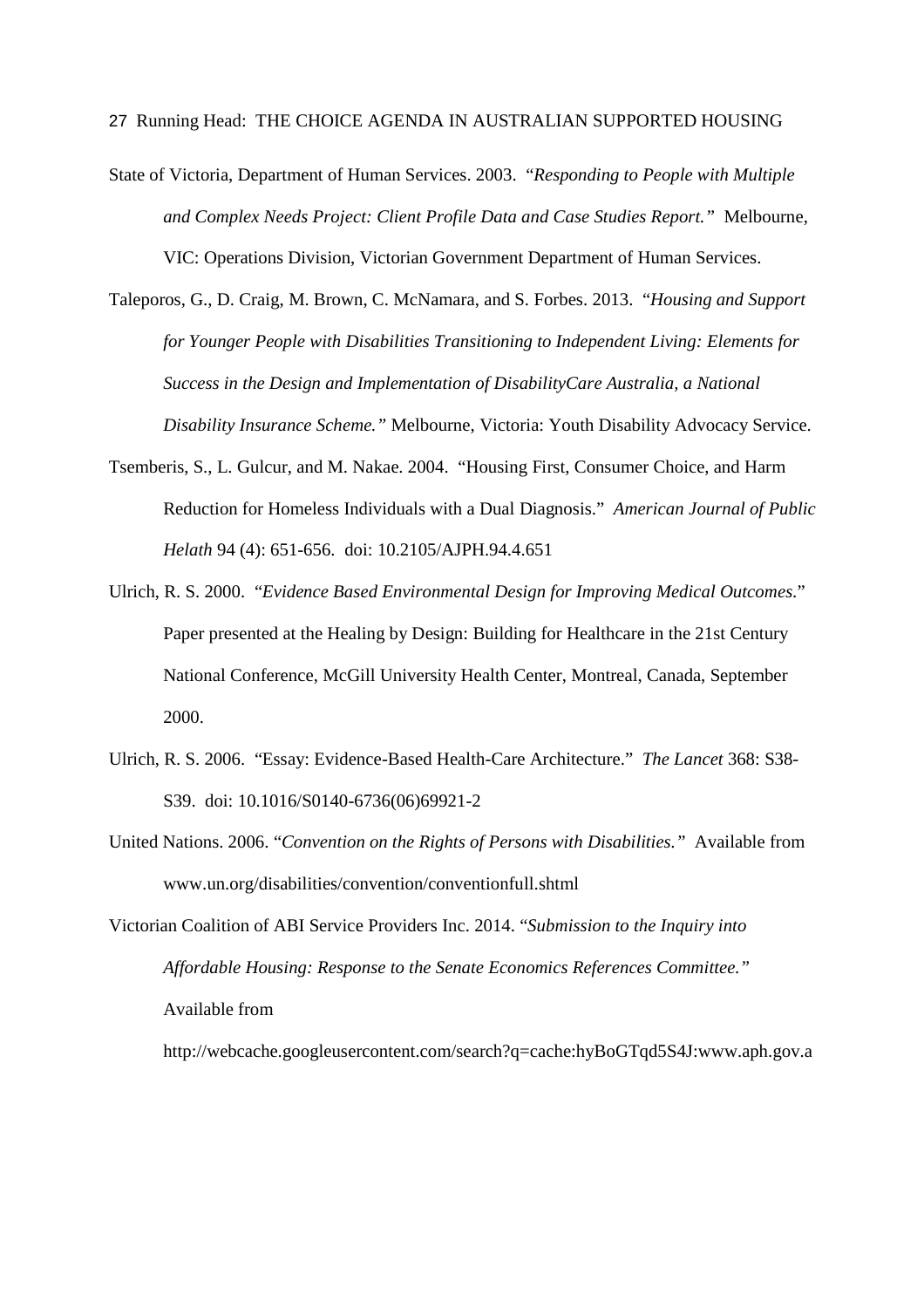State of Victoria, Department of Human Services. 2003. "*Responding to People with Multiple and Complex Needs Project: Client Profile Data and Case Studies Report."* Melbourne, VIC: Operations Division, Victorian Government Department of Human Services.

Taleporos, G., D. Craig, M. Brown, C. McNamara, and S. Forbes. 2013. "*Housing and Support for Younger People with Disabilities Transitioning to Independent Living: Elements for Success in the Design and Implementation of DisabilityCare Australia, a National Disability Insurance Scheme."* Melbourne, Victoria: Youth Disability Advocacy Service.

Tsemberis, S., L. Gulcur, and M. Nakae. 2004. "Housing First, Consumer Choice, and Harm Reduction for Homeless Individuals with a Dual Diagnosis." *American Journal of Public Helath* 94 (4): 651-656. doi: 10.2105/AJPH.94.4.651

Ulrich, R. S. 2000. "*Evidence Based Environmental Design for Improving Medical Outcomes.*" Paper presented at the Healing by Design: Building for Healthcare in the 21st Century National Conference, McGill University Health Center, Montreal, Canada, September 2000.

Ulrich, R. S. 2006. "Essay: Evidence-Based Health-Care Architecture." *The Lancet* 368: S38-S39. doi: 10.1016/S0140-6736(06)69921-2

United Nations. 2006. "*Convention on the Rights of Persons with Disabilities."* Available from www.un.org/disabilities/convention/conventionfull.shtml

Victorian Coalition of ABI Service Providers Inc. 2014. "*Submission to the Inquiry into Affordable Housing: Response to the Senate Economics References Committee."* Available from http://webcache.googleusercontent.com/search?q=cache:hyBoGTqd5S4J:www.aph.gov.a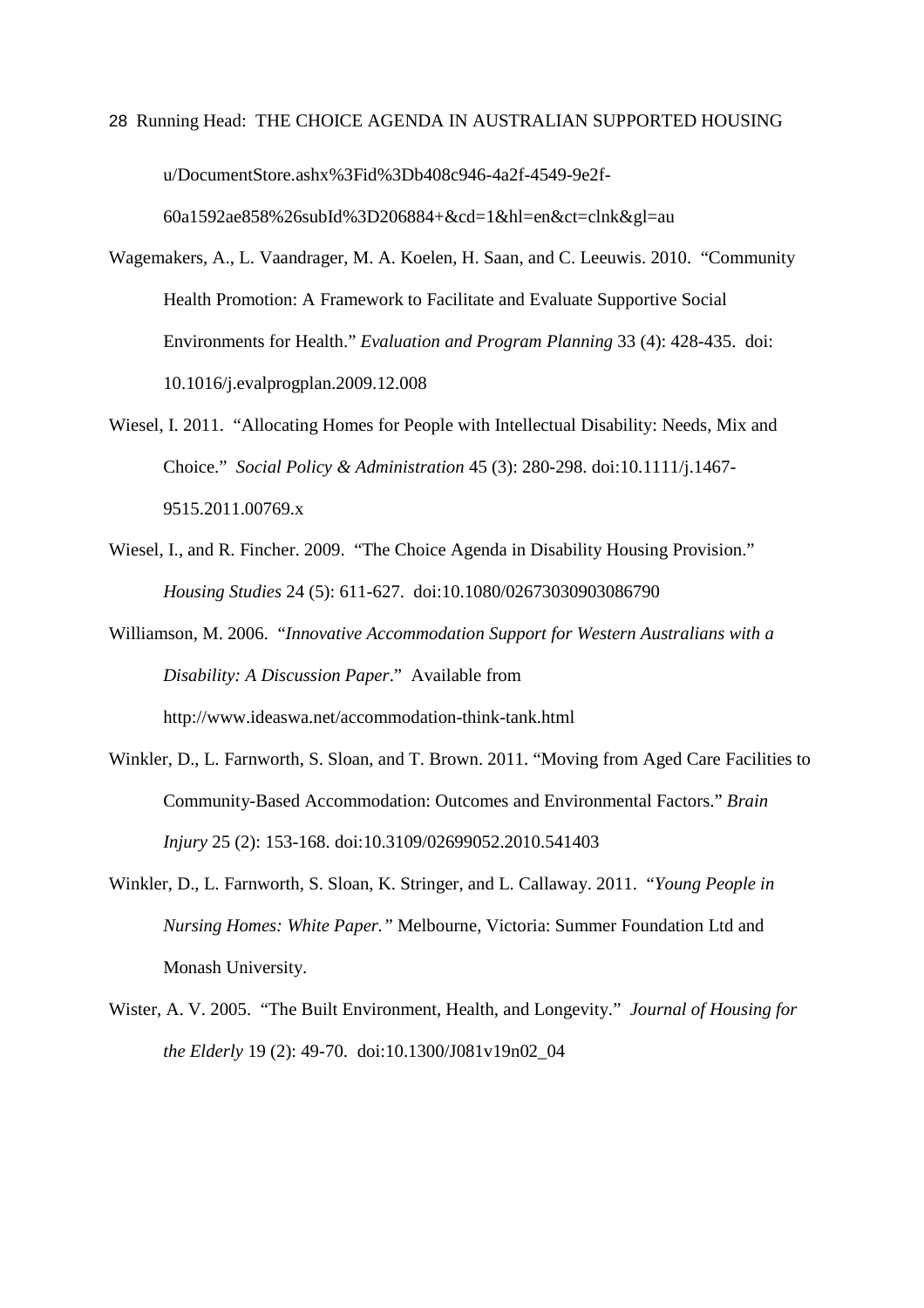u/DocumentStore.ashx%3Fid%3Db408c946-4a2f-4549-9e2f-60a1592ae858%26subId%3D206884+&cd=1&hl=en&ct=clnk&gl=au

Wagemakers, A., L. Vaandrager, M. A. Koelen, H. Saan, and C. Leeuwis. 2010. "Community Health Promotion: A Framework to Facilitate and Evaluate Supportive Social Environments for Health." *Evaluation and Program Planning* 33 (4): 428-435. doi: 10.1016/j.evalprogplan.2009.12.008

Wiesel, I. 2011. "Allocating Homes for People with Intellectual Disability: Needs, Mix and Choice." *Social Policy & Administration* 45 (3): 280-298. doi:10.1111/j.1467-9515.2011.00769.x

Wiesel, I., and R. Fincher. 2009. "The Choice Agenda in Disability Housing Provision." *Housing Studies* 24 (5): 611-627. doi:10.1080/02673030903086790

Williamson, M. 2006. "*Innovative Accommodation Support for Western Australians with a Disability: A Discussion Paper*." Available from http://www.ideaswa.net/accommodation-think-tank.html

Winkler, D., L. Farnworth, S. Sloan, and T. Brown. 2011. "Moving from Aged Care Facilities to Community-Based Accommodation: Outcomes and Environmental Factors." *Brain Injury* 25 (2): 153-168. doi:10.3109/02699052.2010.541403

Winkler, D., L. Farnworth, S. Sloan, K. Stringer, and L. Callaway. 2011. "*Young People in Nursing Homes: White Paper.*" Melbourne, Victoria: Summer Foundation Ltd and Monash University.

Wister, A. V. 2005. "The Built Environment, Health, and Longevity." *Journal of Housing for the Elderly* 19 (2): 49-70. doi:10.1300/J081v19n02_04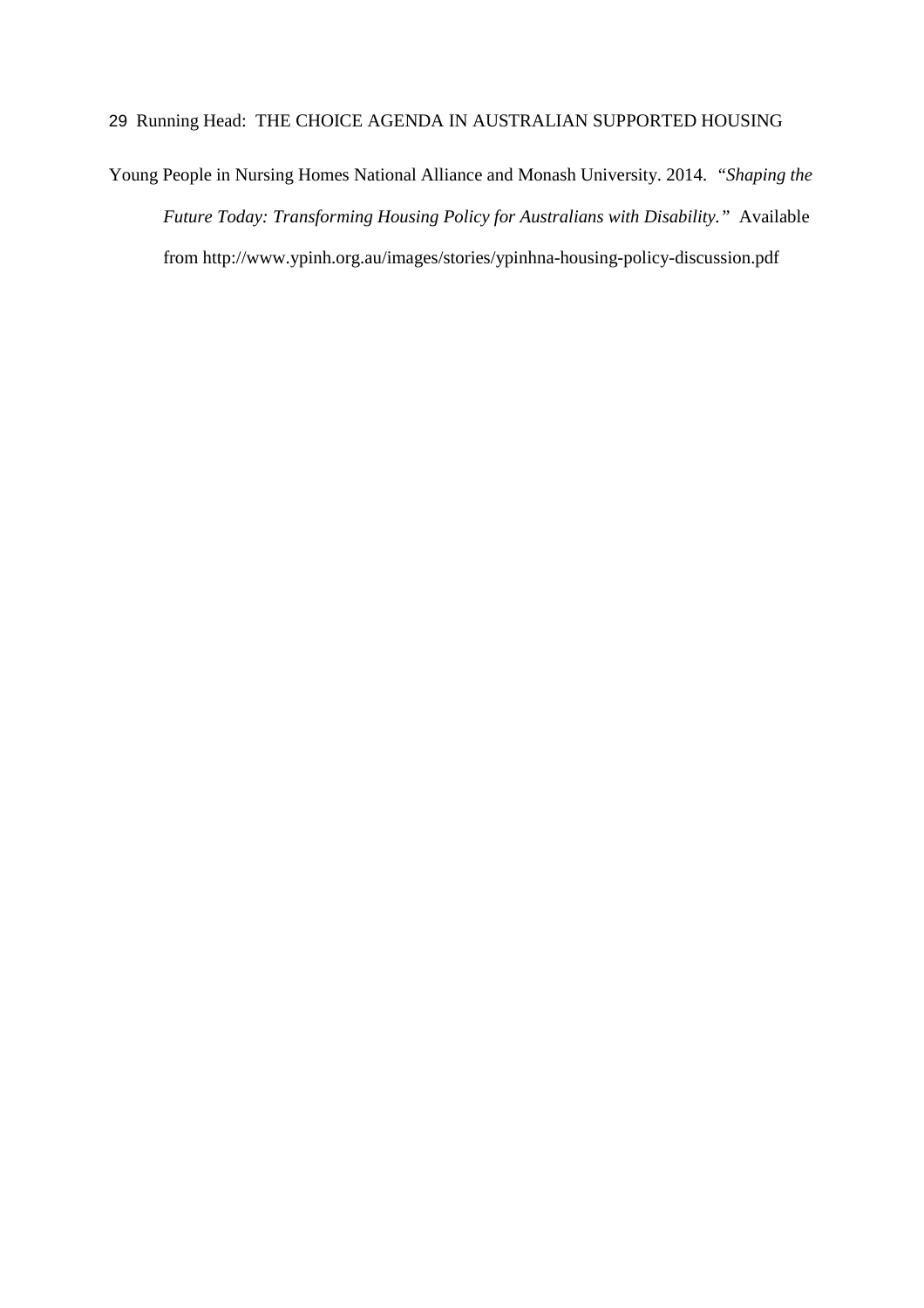Young People in Nursing Homes National Alliance and Monash University. 2014. *"Shaping the Future Today: Transforming Housing Policy for Australians with Disability."* Available from http://www.ypinh.org.au/images/stories/ypinhna-housing-policy-discussion.pdf